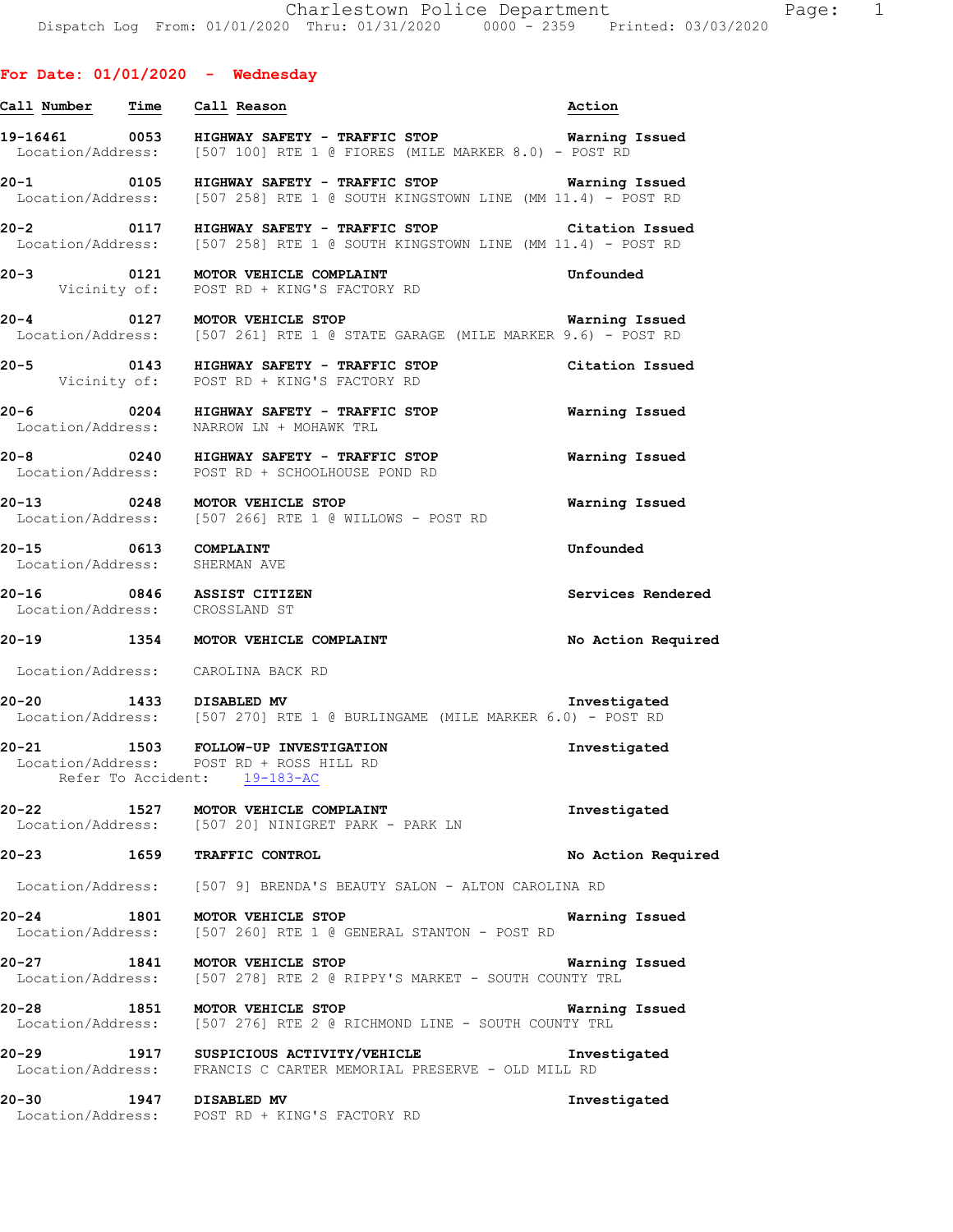Charlestown Police Department
Dispatch Log From: 01/01/2020 Thru: 01/31/2020 0000 - 2359 Printed: 03/03/2020

**For Date: 01/01/2020 - Wednesday**

| Call Number | Time | Call Reason | Action |
|---|---|---|---|
| 19-16461 | 0053 | HIGHWAY SAFETY - TRAFFIC STOP | Warning Issued |
| Location/Address: | | [507 100] RTE 1 @ FIORES (MILE MARKER 8.0) - POST RD | |
| 20-1 | 0105 | HIGHWAY SAFETY - TRAFFIC STOP | Warning Issued |
| Location/Address: | | [507 258] RTE 1 @ SOUTH KINGSTOWN LINE (MM 11.4) - POST RD | |
| 20-2 | 0117 | HIGHWAY SAFETY - TRAFFIC STOP | Citation Issued |
| Location/Address: | | [507 258] RTE 1 @ SOUTH KINGSTOWN LINE (MM 11.4) - POST RD | |
| 20-3 | 0121 | MOTOR VEHICLE COMPLAINT | Unfounded |
| Vicinity of: | | POST RD + KING'S FACTORY RD | |
| 20-4 | 0127 | MOTOR VEHICLE STOP | Warning Issued |
| Location/Address: | | [507 261] RTE 1 @ STATE GARAGE (MILE MARKER 9.6) - POST RD | |
| 20-5 | 0143 | HIGHWAY SAFETY - TRAFFIC STOP | Citation Issued |
| Vicinity of: | | POST RD + KING'S FACTORY RD | |
| 20-6 | 0204 | HIGHWAY SAFETY - TRAFFIC STOP | Warning Issued |
| Location/Address: | | NARROW LN + MOHAWK TRL | |
| 20-8 | 0240 | HIGHWAY SAFETY - TRAFFIC STOP | Warning Issued |
| Location/Address: | | POST RD + SCHOOLHOUSE POND RD | |
| 20-13 | 0248 | MOTOR VEHICLE STOP | Warning Issued |
| Location/Address: | | [507 266] RTE 1 @ WILLOWS - POST RD | |
| 20-15 | 0613 | COMPLAINT | Unfounded |
| Location/Address: | | SHERMAN AVE | |
| 20-16 | 0846 | ASSIST CITIZEN | Services Rendered |
| Location/Address: | | CROSSLAND ST | |
| 20-19 | 1354 | MOTOR VEHICLE COMPLAINT | No Action Required |
| Location/Address: | | CAROLINA BACK RD | |
| 20-20 | 1433 | DISABLED MV | Investigated |
| Location/Address: | | [507 270] RTE 1 @ BURLINGAME (MILE MARKER 6.0) - POST RD | |
| 20-21 | 1503 | FOLLOW-UP INVESTIGATION | Investigated |
| Location/Address: | | POST RD + ROSS HILL RD | |
| Refer To Accident: | | 19-183-AC | |
| 20-22 | 1527 | MOTOR VEHICLE COMPLAINT | Investigated |
| Location/Address: | | [507 20] NINIGRET PARK - PARK LN | |
| 20-23 | 1659 | TRAFFIC CONTROL | No Action Required |
| Location/Address: | | [507 9] BRENDA'S BEAUTY SALON - ALTON CAROLINA RD | |
| 20-24 | 1801 | MOTOR VEHICLE STOP | Warning Issued |
| Location/Address: | | [507 260] RTE 1 @ GENERAL STANTON - POST RD | |
| 20-27 | 1841 | MOTOR VEHICLE STOP | Warning Issued |
| Location/Address: | | [507 278] RTE 2 @ RIPPY'S MARKET - SOUTH COUNTY TRL | |
| 20-28 | 1851 | MOTOR VEHICLE STOP | Warning Issued |
| Location/Address: | | [507 276] RTE 2 @ RICHMOND LINE - SOUTH COUNTY TRL | |
| 20-29 | 1917 | SUSPICIOUS ACTIVITY/VEHICLE | Investigated |
| Location/Address: | | FRANCIS C CARTER MEMORIAL PRESERVE - OLD MILL RD | |
| 20-30 | 1947 | DISABLED MV | Investigated |
| Location/Address: | | POST RD + KING'S FACTORY RD | |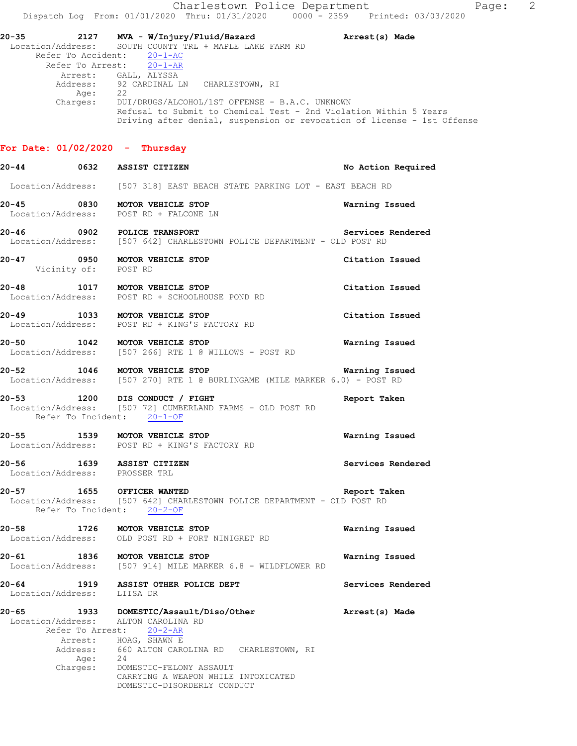**20-35 2127 MVA - W/Injury/Fluid/Hazard** — Arrest(s) Made

Location/Address: SOUTH COUNTY TRL + MAPLE LAKE FARM RD
Refer To Accident: 20-1-AC
Refer To Arrest: 20-1-AR
Arrest: GALL, ALYSSA
Address: 92 CARDINAL LN CHARLESTOWN, RI
Age: 22
Charges: DUI/DRUGS/ALCOHOL/1ST OFFENSE - B.A.C. UNKNOWN
Refusal to Submit to Chemical Test - 2nd Violation Within 5 Years
Driving after denial, suspension or revocation of license - 1st Offense

## For Date: 01/02/2020 - Thursday

**20-44 0632 ASSIST CITIZEN** — No Action Required

Location/Address: [507 318] EAST BEACH STATE PARKING LOT - EAST BEACH RD

**20-45 0830 MOTOR VEHICLE STOP** — Warning Issued

Location/Address: POST RD + FALCONE LN

**20-46 0902 POLICE TRANSPORT** — Services Rendered

Location/Address: [507 642] CHARLESTOWN POLICE DEPARTMENT - OLD POST RD

**20-47 0950 MOTOR VEHICLE STOP** — Citation Issued

Vicinity of: POST RD

**20-48 1017 MOTOR VEHICLE STOP** — Citation Issued

Location/Address: POST RD + SCHOOLHOUSE POND RD

**20-49 1033 MOTOR VEHICLE STOP** — Citation Issued

Location/Address: POST RD + KING'S FACTORY RD

**20-50 1042 MOTOR VEHICLE STOP** — Warning Issued

Location/Address: [507 266] RTE 1 @ WILLOWS - POST RD

**20-52 1046 MOTOR VEHICLE STOP** — Warning Issued

Location/Address: [507 270] RTE 1 @ BURLINGAME (MILE MARKER 6.0) - POST RD

**20-53 1200 DIS CONDUCT / FIGHT** — Report Taken

Location/Address: [507 72] CUMBERLAND FARMS - OLD POST RD
Refer To Incident: 20-1-OF

**20-55 1539 MOTOR VEHICLE STOP** — Warning Issued

Location/Address: POST RD + KING'S FACTORY RD

**20-56 1639 ASSIST CITIZEN** — Services Rendered

Location/Address: PROSSER TRL

**20-57 1655 OFFICER WANTED** — Report Taken

Location/Address: [507 642] CHARLESTOWN POLICE DEPARTMENT - OLD POST RD
Refer To Incident: 20-2-OF

**20-58 1726 MOTOR VEHICLE STOP** — Warning Issued

Location/Address: OLD POST RD + FORT NINIGRET RD

**20-61 1836 MOTOR VEHICLE STOP** — Warning Issued

Location/Address: [507 914] MILE MARKER 6.8 - WILDFLOWER RD

**20-64 1919 ASSIST OTHER POLICE DEPT** — Services Rendered

Location/Address: LIISA DR

**20-65 1933 DOMESTIC/Assault/Diso/Other** — Arrest(s) Made

Location/Address: ALTON CAROLINA RD
Refer To Arrest: 20-2-AR
Arrest: HOAG, SHAWN E
Address: 660 ALTON CAROLINA RD CHARLESTOWN, RI
Age: 24
Charges: DOMESTIC-FELONY ASSAULT
CARRYING A WEAPON WHILE INTOXICATED
DOMESTIC-DISORDERLY CONDUCT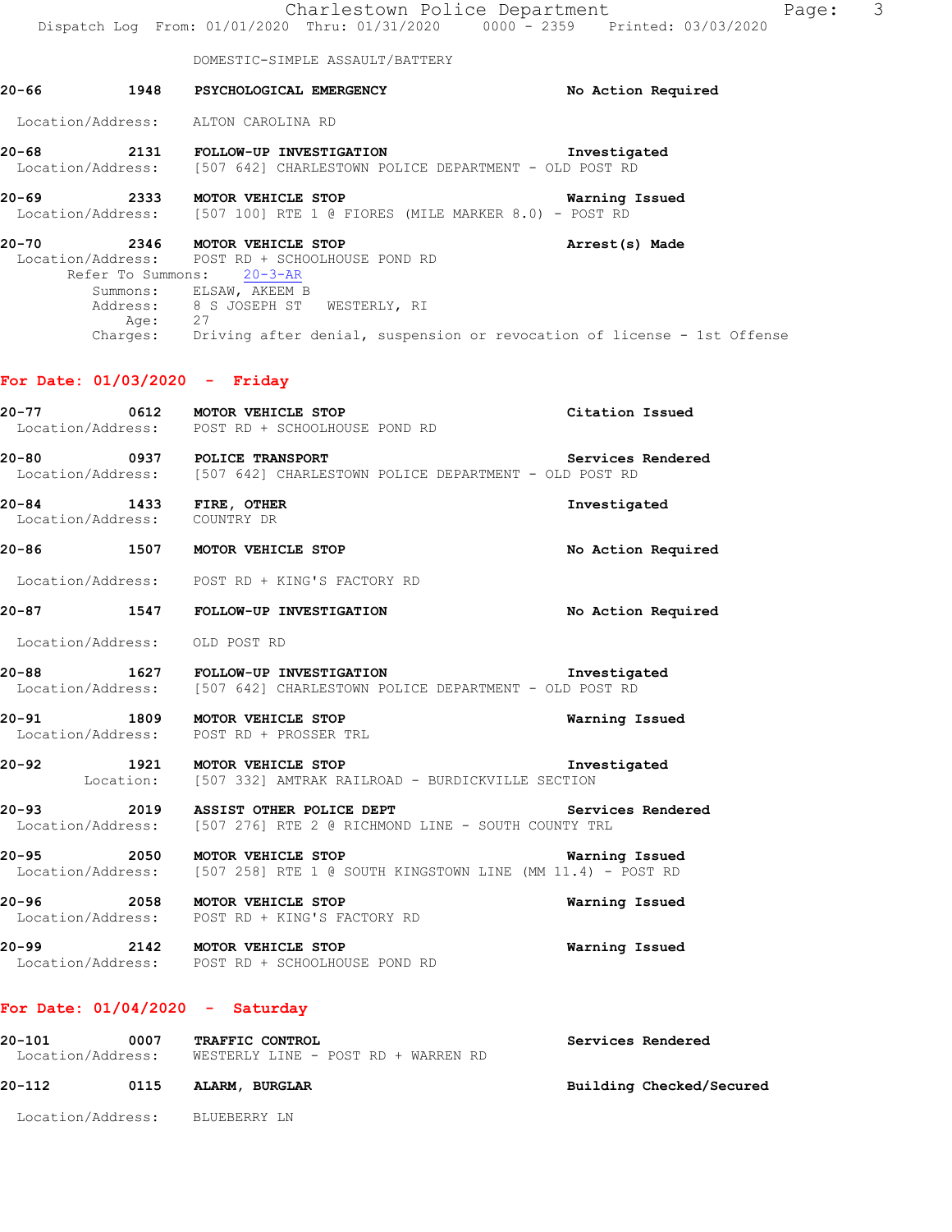DOMESTIC-SIMPLE ASSAULT/BATTERY

**20-66 1948 PSYCHOLOGICAL EMERGENCY** — No Action Required
Location/Address: ALTON CAROLINA RD

**20-68 2131 FOLLOW-UP INVESTIGATION** — Investigated
Location/Address: [507 642] CHARLESTOWN POLICE DEPARTMENT - OLD POST RD

**20-69 2333 MOTOR VEHICLE STOP** — Warning Issued
Location/Address: [507 100] RTE 1 @ FIORES (MILE MARKER 8.0) - POST RD

**20-70 2346 MOTOR VEHICLE STOP** — Arrest(s) Made
Location/Address: POST RD + SCHOOLHOUSE POND RD
Refer To Summons: 20-3-AR
Summons: ELSAW, AKEEM B
Address: 8 S JOSEPH ST WESTERLY, RI
Age: 27
Charges: Driving after denial, suspension or revocation of license - 1st Offense

## For Date: 01/03/2020 - Friday

**20-77 0612 MOTOR VEHICLE STOP** — Citation Issued
Location/Address: POST RD + SCHOOLHOUSE POND RD

**20-80 0937 POLICE TRANSPORT** — Services Rendered
Location/Address: [507 642] CHARLESTOWN POLICE DEPARTMENT - OLD POST RD

**20-84 1433 FIRE, OTHER** — Investigated
Location/Address: COUNTRY DR

**20-86 1507 MOTOR VEHICLE STOP** — No Action Required
Location/Address: POST RD + KING'S FACTORY RD

**20-87 1547 FOLLOW-UP INVESTIGATION** — No Action Required
Location/Address: OLD POST RD

**20-88 1627 FOLLOW-UP INVESTIGATION** — Investigated
Location/Address: [507 642] CHARLESTOWN POLICE DEPARTMENT - OLD POST RD

**20-91 1809 MOTOR VEHICLE STOP** — Warning Issued
Location/Address: POST RD + PROSSER TRL

**20-92 1921 MOTOR VEHICLE STOP** — Investigated
Location: [507 332] AMTRAK RAILROAD - BURDICKVILLE SECTION

**20-93 2019 ASSIST OTHER POLICE DEPT** — Services Rendered
Location/Address: [507 276] RTE 2 @ RICHMOND LINE - SOUTH COUNTY TRL

**20-95 2050 MOTOR VEHICLE STOP** — Warning Issued
Location/Address: [507 258] RTE 1 @ SOUTH KINGSTOWN LINE (MM 11.4) - POST RD

**20-96 2058 MOTOR VEHICLE STOP** — Warning Issued
Location/Address: POST RD + KING'S FACTORY RD

**20-99 2142 MOTOR VEHICLE STOP** — Warning Issued
Location/Address: POST RD + SCHOOLHOUSE POND RD

## For Date: 01/04/2020 - Saturday

**20-101 0007 TRAFFIC CONTROL** — Services Rendered
Location/Address: WESTERLY LINE - POST RD + WARREN RD

**20-112 0115 ALARM, BURGLAR** — Building Checked/Secured
Location/Address: BLUEBERRY LN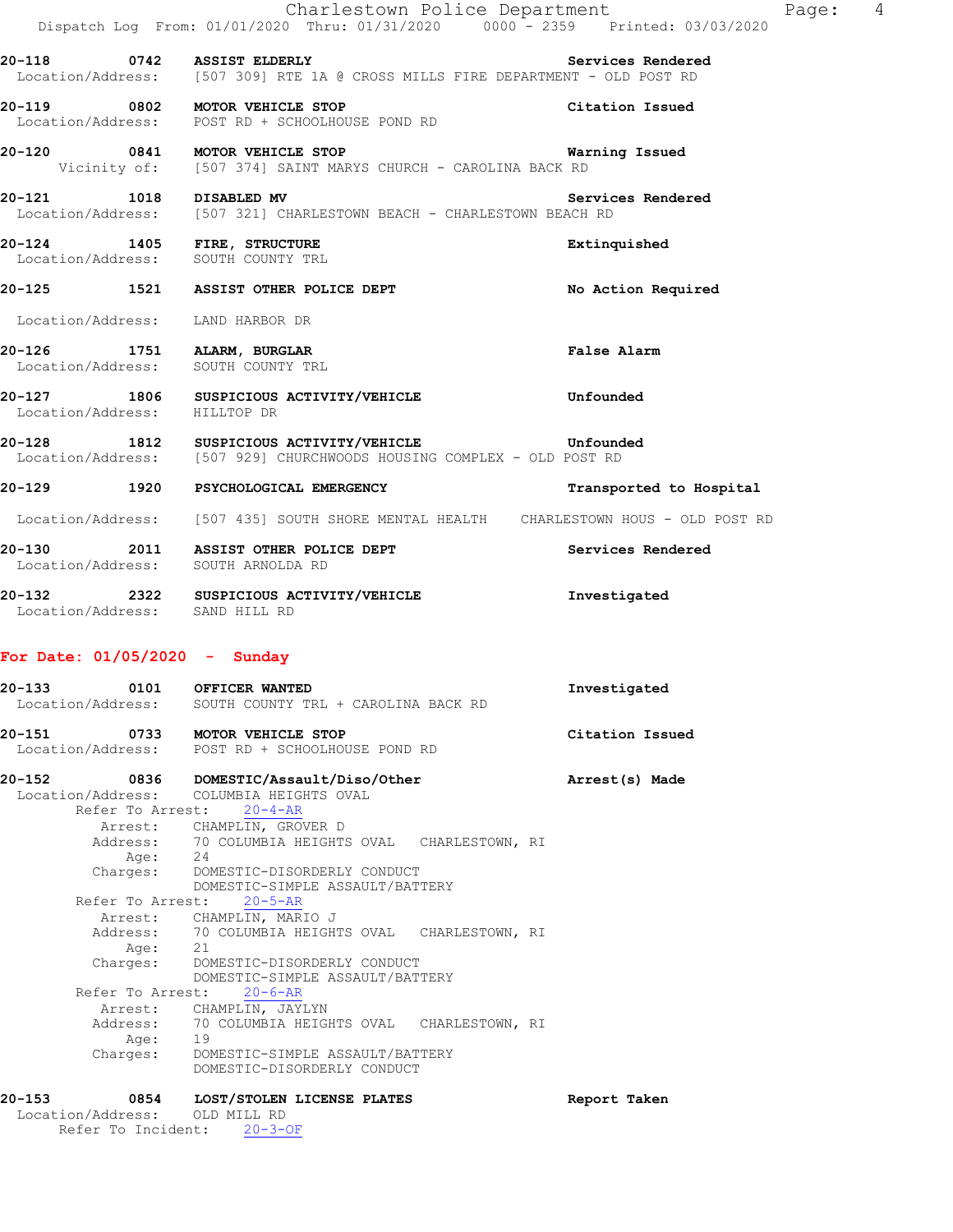| | | | |
|---|---|---|---|
| **20-118** | **0742** | **ASSIST ELDERLY** | **Services Rendered** |
| Location/Address: | [507 309] RTE 1A @ CROSS MILLS FIRE DEPARTMENT - OLD POST RD | | |

**20-119** **0802** **MOTOR VEHICLE STOP** **Citation Issued**
Location/Address: POST RD + SCHOOLHOUSE POND RD

**20-120** **0841** **MOTOR VEHICLE STOP** **Warning Issued**
Vicinity of: [507 374] SAINT MARYS CHURCH - CAROLINA BACK RD

**20-121** **1018** **DISABLED MV** **Services Rendered**
Location/Address: [507 321] CHARLESTOWN BEACH - CHARLESTOWN BEACH RD

**20-124** **1405** **FIRE, STRUCTURE** **Extinguished**
Location/Address: SOUTH COUNTY TRL

**20-125** **1521** **ASSIST OTHER POLICE DEPT** **No Action Required**
Location/Address: LAND HARBOR DR

**20-126** **1751** **ALARM, BURGLAR** **False Alarm**
Location/Address: SOUTH COUNTY TRL

**20-127** **1806** **SUSPICIOUS ACTIVITY/VEHICLE** **Unfounded**
Location/Address: HILLTOP DR

**20-128** **1812** **SUSPICIOUS ACTIVITY/VEHICLE** **Unfounded**
Location/Address: [507 929] CHURCHWOODS HOUSING COMPLEX - OLD POST RD

**20-129** **1920** **PSYCHOLOGICAL EMERGENCY** **Transported to Hospital**
Location/Address: [507 435] SOUTH SHORE MENTAL HEALTH CHARLESTOWN HOUS - OLD POST RD

**20-130** **2011** **ASSIST OTHER POLICE DEPT** **Services Rendered**
Location/Address: SOUTH ARNOLDA RD

**20-132** **2322** **SUSPICIOUS ACTIVITY/VEHICLE** **Investigated**
Location/Address: SAND HILL RD

## For Date: 01/05/2020 - Sunday

**20-133** **0101** **OFFICER WANTED** **Investigated**
Location/Address: SOUTH COUNTY TRL + CAROLINA BACK RD

**20-151** **0733** **MOTOR VEHICLE STOP** **Citation Issued**
Location/Address: POST RD + SCHOOLHOUSE POND RD

**20-152** **0836** **DOMESTIC/Assault/Diso/Other** **Arrest(s) Made**
Location/Address: COLUMBIA HEIGHTS OVAL
Refer To Arrest: 20-4-AR
Arrest: CHAMPLIN, GROVER D
Address: 70 COLUMBIA HEIGHTS OVAL CHARLESTOWN, RI
Age: 24
Charges: DOMESTIC-DISORDERLY CONDUCT
DOMESTIC-SIMPLE ASSAULT/BATTERY
Refer To Arrest: 20-5-AR
Arrest: CHAMPLIN, MARIO J
Address: 70 COLUMBIA HEIGHTS OVAL CHARLESTOWN, RI
Age: 21
Charges: DOMESTIC-DISORDERLY CONDUCT
DOMESTIC-SIMPLE ASSAULT/BATTERY
Refer To Arrest: 20-6-AR
Arrest: CHAMPLIN, JAYLYN
Address: 70 COLUMBIA HEIGHTS OVAL CHARLESTOWN, RI
Age: 19
Charges: DOMESTIC-SIMPLE ASSAULT/BATTERY
DOMESTIC-DISORDERLY CONDUCT

**20-153** **0854** **LOST/STOLEN LICENSE PLATES** **Report Taken**
Location/Address: OLD MILL RD
Refer To Incident: 20-3-OF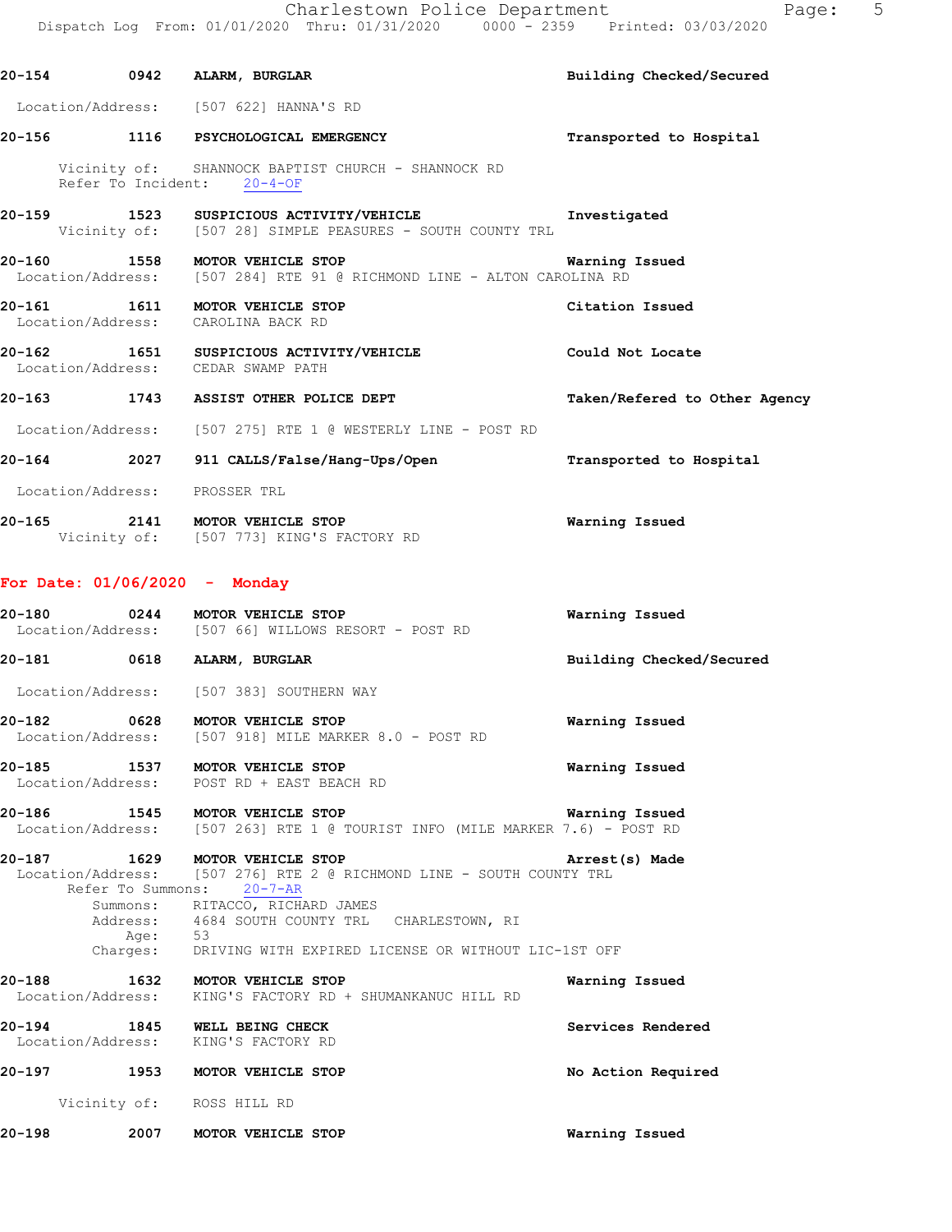**20-154 0942 ALARM, BURGLAR** — **Building Checked/Secured**

Location/Address: [507 622] HANNA'S RD

**20-156 1116 PSYCHOLOGICAL EMERGENCY** — **Transported to Hospital**

Vicinity of: SHANNOCK BAPTIST CHURCH - SHANNOCK RD
Refer To Incident: 20-4-OF

**20-159 1523 SUSPICIOUS ACTIVITY/VEHICLE** — **Investigated**
Vicinity of: [507 28] SIMPLE PEASURES - SOUTH COUNTY TRL

**20-160 1558 MOTOR VEHICLE STOP** — **Warning Issued**
Location/Address: [507 284] RTE 91 @ RICHMOND LINE - ALTON CAROLINA RD

**20-161 1611 MOTOR VEHICLE STOP** — **Citation Issued**
Location/Address: CAROLINA BACK RD

**20-162 1651 SUSPICIOUS ACTIVITY/VEHICLE** — **Could Not Locate**
Location/Address: CEDAR SWAMP PATH

**20-163 1743 ASSIST OTHER POLICE DEPT** — **Taken/Refered to Other Agency**

Location/Address: [507 275] RTE 1 @ WESTERLY LINE - POST RD

**20-164 2027 911 CALLS/False/Hang-Ups/Open** — **Transported to Hospital**

Location/Address: PROSSER TRL

**20-165 2141 MOTOR VEHICLE STOP** — **Warning Issued**
Vicinity of: [507 773] KING'S FACTORY RD

## For Date: 01/06/2020 - Monday

**20-180 0244 MOTOR VEHICLE STOP** — **Warning Issued**
Location/Address: [507 66] WILLOWS RESORT - POST RD

**20-181 0618 ALARM, BURGLAR** — **Building Checked/Secured**

Location/Address: [507 383] SOUTHERN WAY

**20-182 0628 MOTOR VEHICLE STOP** — **Warning Issued**
Location/Address: [507 918] MILE MARKER 8.0 - POST RD

**20-185 1537 MOTOR VEHICLE STOP** — **Warning Issued**
Location/Address: POST RD + EAST BEACH RD

**20-186 1545 MOTOR VEHICLE STOP** — **Warning Issued**
Location/Address: [507 263] RTE 1 @ TOURIST INFO (MILE MARKER 7.6) - POST RD

**20-187 1629 MOTOR VEHICLE STOP** — **Arrest(s) Made**
Location/Address: [507 276] RTE 2 @ RICHMOND LINE - SOUTH COUNTY TRL
Refer To Summons: 20-7-AR
Summons: RITACCO, RICHARD JAMES
Address: 4684 SOUTH COUNTY TRL CHARLESTOWN, RI
Age: 53
Charges: DRIVING WITH EXPIRED LICENSE OR WITHOUT LIC-1ST OFF

**20-188 1632 MOTOR VEHICLE STOP** — **Warning Issued**
Location/Address: KING'S FACTORY RD + SHUMANKANUC HILL RD

**20-194 1845 WELL BEING CHECK** — **Services Rendered**
Location/Address: KING'S FACTORY RD

**20-197 1953 MOTOR VEHICLE STOP** — **No Action Required**

Vicinity of: ROSS HILL RD

**20-198 2007 MOTOR VEHICLE STOP** — **Warning Issued**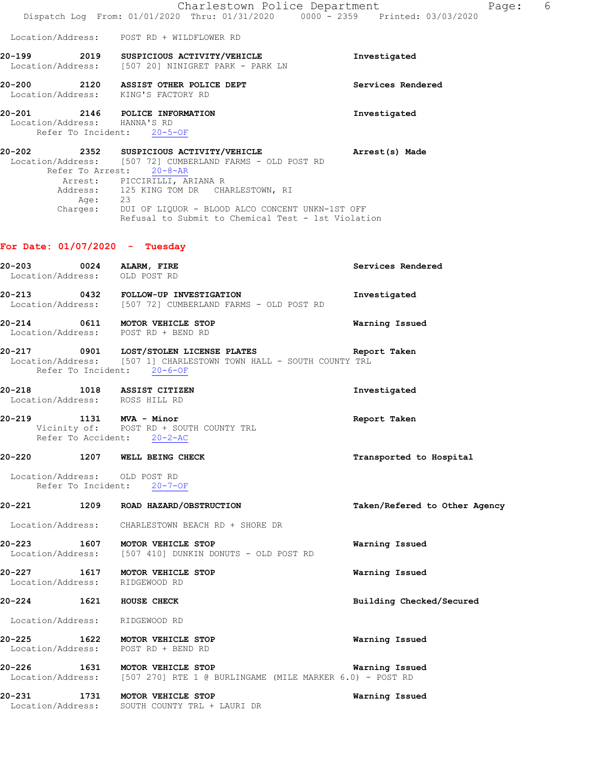Location/Address: POST RD + WILDFLOWER RD

**20-199 2019 SUSPICIOUS ACTIVITY/VEHICLE** — **Investigated**
Location/Address: [507 20] NINIGRET PARK - PARK LN

**20-200 2120 ASSIST OTHER POLICE DEPT** — **Services Rendered**
Location/Address: KING'S FACTORY RD

**20-201 2146 POLICE INFORMATION** — **Investigated**
Location/Address: HANNA'S RD
Refer To Incident: 20-5-OF

**20-202 2352 SUSPICIOUS ACTIVITY/VEHICLE** — **Arrest(s) Made**
Location/Address: [507 72] CUMBERLAND FARMS - OLD POST RD
Refer To Arrest: 20-8-AR
Arrest: PICCIRILLI, ARIANA R
Address: 125 KING TOM DR CHARLESTOWN, RI
Age: 23
Charges: DUI OF LIQUOR - BLOOD ALCO CONCENT UNKN-1ST OFF
Refusal to Submit to Chemical Test - 1st Violation

## For Date: 01/07/2020 - Tuesday

**20-203 0024 ALARM, FIRE** — **Services Rendered**
Location/Address: OLD POST RD

**20-213 0432 FOLLOW-UP INVESTIGATION** — **Investigated**
Location/Address: [507 72] CUMBERLAND FARMS - OLD POST RD

**20-214 0611 MOTOR VEHICLE STOP** — **Warning Issued**
Location/Address: POST RD + BEND RD

**20-217 0901 LOST/STOLEN LICENSE PLATES** — **Report Taken**
Location/Address: [507 1] CHARLESTOWN TOWN HALL - SOUTH COUNTY TRL
Refer To Incident: 20-6-OF

**20-218 1018 ASSIST CITIZEN** — **Investigated**
Location/Address: ROSS HILL RD

**20-219 1131 MVA - Minor** — **Report Taken**
Vicinity of: POST RD + SOUTH COUNTY TRL
Refer To Accident: 20-2-AC

**20-220 1207 WELL BEING CHECK** — **Transported to Hospital**
Location/Address: OLD POST RD
Refer To Incident: 20-7-OF

**20-221 1209 ROAD HAZARD/OBSTRUCTION** — **Taken/Refered to Other Agency**
Location/Address: CHARLESTOWN BEACH RD + SHORE DR

**20-223 1607 MOTOR VEHICLE STOP** — **Warning Issued**
Location/Address: [507 410] DUNKIN DONUTS - OLD POST RD

**20-227 1617 MOTOR VEHICLE STOP** — **Warning Issued**
Location/Address: RIDGEWOOD RD

**20-224 1621 HOUSE CHECK** — **Building Checked/Secured**
Location/Address: RIDGEWOOD RD

**20-225 1622 MOTOR VEHICLE STOP** — **Warning Issued**
Location/Address: POST RD + BEND RD

**20-226 1631 MOTOR VEHICLE STOP** — **Warning Issued**
Location/Address: [507 270] RTE 1 @ BURLINGAME (MILE MARKER 6.0) - POST RD

**20-231 1731 MOTOR VEHICLE STOP** — **Warning Issued**
Location/Address: SOUTH COUNTY TRL + LAURI DR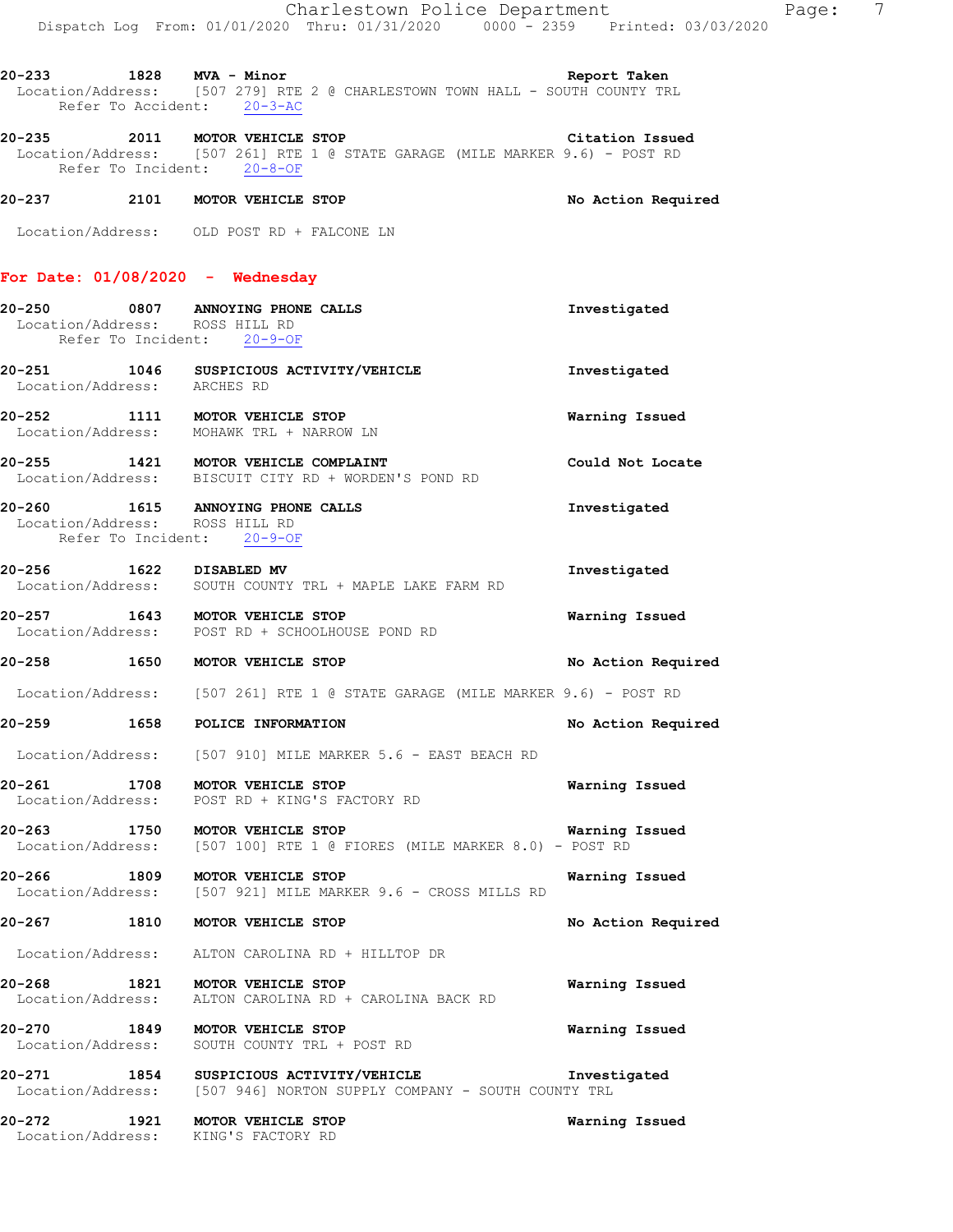**20-233** 1828 **MVA - Minor** **Report Taken**
Location/Address: [507 279] RTE 2 @ CHARLESTOWN TOWN HALL - SOUTH COUNTY TRL
Refer To Accident: 20-3-AC

**20-235** 2011 **MOTOR VEHICLE STOP** **Citation Issued**
Location/Address: [507 261] RTE 1 @ STATE GARAGE (MILE MARKER 9.6) - POST RD
Refer To Incident: 20-8-OF

**20-237** 2101 **MOTOR VEHICLE STOP** **No Action Required**
Location/Address: OLD POST RD + FALCONE LN

## For Date: 01/08/2020 - Wednesday

**20-250** 0807 **ANNOYING PHONE CALLS** **Investigated**
Location/Address: ROSS HILL RD
Refer To Incident: 20-9-OF

**20-251** 1046 **SUSPICIOUS ACTIVITY/VEHICLE** **Investigated**
Location/Address: ARCHES RD

**20-252** 1111 **MOTOR VEHICLE STOP** **Warning Issued**
Location/Address: MOHAWK TRL + NARROW LN

**20-255** 1421 **MOTOR VEHICLE COMPLAINT** **Could Not Locate**
Location/Address: BISCUIT CITY RD + WORDEN'S POND RD

**20-260** 1615 **ANNOYING PHONE CALLS** **Investigated**
Location/Address: ROSS HILL RD
Refer To Incident: 20-9-OF

**20-256** 1622 **DISABLED MV** **Investigated**
Location/Address: SOUTH COUNTY TRL + MAPLE LAKE FARM RD

**20-257** 1643 **MOTOR VEHICLE STOP** **Warning Issued**
Location/Address: POST RD + SCHOOLHOUSE POND RD

**20-258** 1650 **MOTOR VEHICLE STOP** **No Action Required**
Location/Address: [507 261] RTE 1 @ STATE GARAGE (MILE MARKER 9.6) - POST RD

**20-259** 1658 **POLICE INFORMATION** **No Action Required**
Location/Address: [507 910] MILE MARKER 5.6 - EAST BEACH RD

**20-261** 1708 **MOTOR VEHICLE STOP** **Warning Issued**
Location/Address: POST RD + KING'S FACTORY RD

**20-263** 1750 **MOTOR VEHICLE STOP** **Warning Issued**
Location/Address: [507 100] RTE 1 @ FIORES (MILE MARKER 8.0) - POST RD

**20-266** 1809 **MOTOR VEHICLE STOP** **Warning Issued**
Location/Address: [507 921] MILE MARKER 9.6 - CROSS MILLS RD

**20-267** 1810 **MOTOR VEHICLE STOP** **No Action Required**
Location/Address: ALTON CAROLINA RD + HILLTOP DR

**20-268** 1821 **MOTOR VEHICLE STOP** **Warning Issued**
Location/Address: ALTON CAROLINA RD + CAROLINA BACK RD

**20-270** 1849 **MOTOR VEHICLE STOP** **Warning Issued**
Location/Address: SOUTH COUNTY TRL + POST RD

**20-271** 1854 **SUSPICIOUS ACTIVITY/VEHICLE** **Investigated**
Location/Address: [507 946] NORTON SUPPLY COMPANY - SOUTH COUNTY TRL

**20-272** 1921 **MOTOR VEHICLE STOP** **Warning Issued**
Location/Address: KING'S FACTORY RD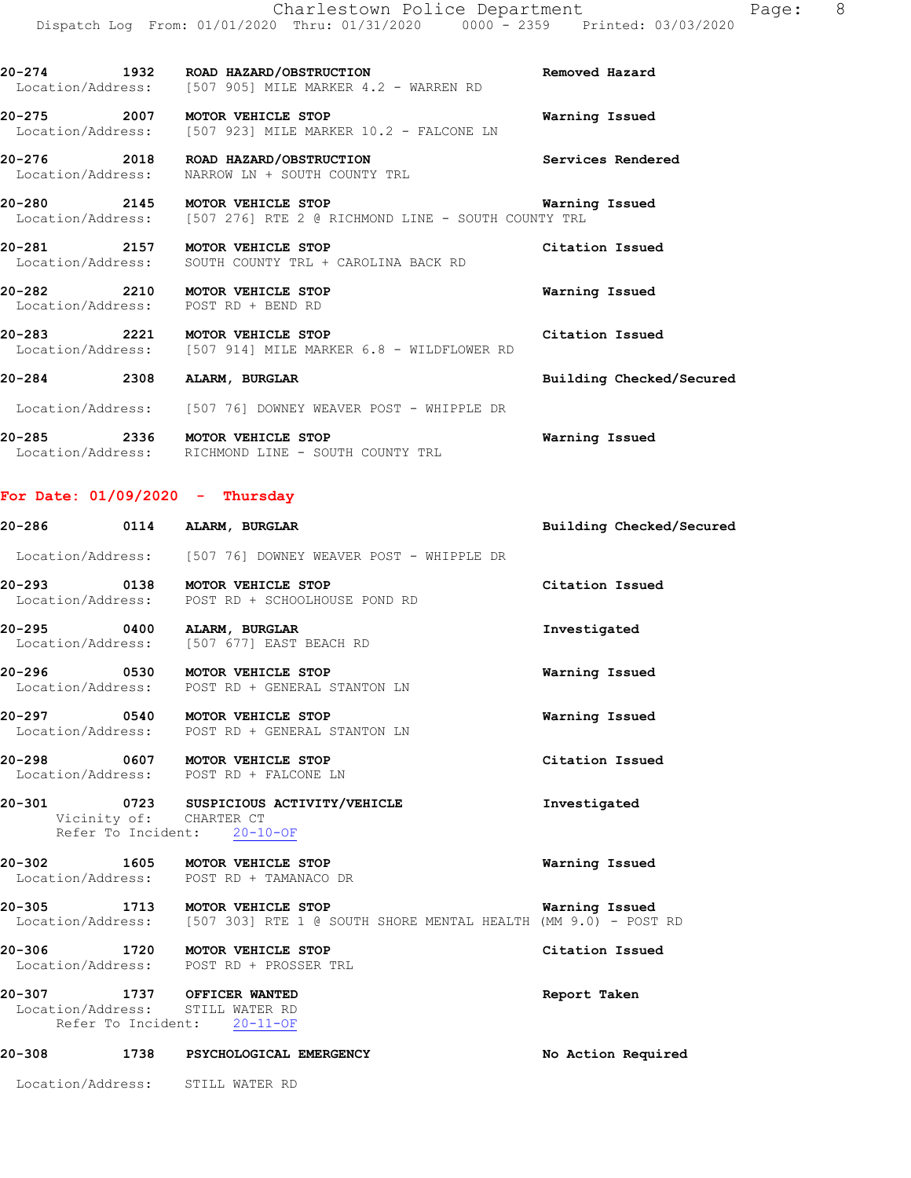20-274 1932 **ROAD HAZARD/OBSTRUCTION** **Removed Hazard**
Location/Address: [507 905] MILE MARKER 4.2 - WARREN RD

20-275 2007 **MOTOR VEHICLE STOP** **Warning Issued**
Location/Address: [507 923] MILE MARKER 10.2 - FALCONE LN

20-276 2018 **ROAD HAZARD/OBSTRUCTION** **Services Rendered**
Location/Address: NARROW LN + SOUTH COUNTY TRL

20-280 2145 **MOTOR VEHICLE STOP** **Warning Issued**
Location/Address: [507 276] RTE 2 @ RICHMOND LINE - SOUTH COUNTY TRL

20-281 2157 **MOTOR VEHICLE STOP** **Citation Issued**
Location/Address: SOUTH COUNTY TRL + CAROLINA BACK RD

20-282 2210 **MOTOR VEHICLE STOP** **Warning Issued**
Location/Address: POST RD + BEND RD

20-283 2221 **MOTOR VEHICLE STOP** **Citation Issued**
Location/Address: [507 914] MILE MARKER 6.8 - WILDFLOWER RD

20-284 2308 **ALARM, BURGLAR** **Building Checked/Secured**
Location/Address: [507 76] DOWNEY WEAVER POST - WHIPPLE DR

20-285 2336 **MOTOR VEHICLE STOP** **Warning Issued**
Location/Address: RICHMOND LINE - SOUTH COUNTY TRL

## For Date: 01/09/2020 - Thursday

20-286 0114 **ALARM, BURGLAR** **Building Checked/Secured**
Location/Address: [507 76] DOWNEY WEAVER POST - WHIPPLE DR

20-293 0138 **MOTOR VEHICLE STOP** **Citation Issued**
Location/Address: POST RD + SCHOOLHOUSE POND RD

20-295 0400 **ALARM, BURGLAR** **Investigated**
Location/Address: [507 677] EAST BEACH RD

20-296 0530 **MOTOR VEHICLE STOP** **Warning Issued**
Location/Address: POST RD + GENERAL STANTON LN

20-297 0540 **MOTOR VEHICLE STOP** **Warning Issued**
Location/Address: POST RD + GENERAL STANTON LN

20-298 0607 **MOTOR VEHICLE STOP** **Citation Issued**
Location/Address: POST RD + FALCONE LN

20-301 0723 **SUSPICIOUS ACTIVITY/VEHICLE** **Investigated**
Vicinity of: CHARTER CT
Refer To Incident: 20-10-OF

20-302 1605 **MOTOR VEHICLE STOP** **Warning Issued**
Location/Address: POST RD + TAMANACO DR

20-305 1713 **MOTOR VEHICLE STOP** **Warning Issued**
Location/Address: [507 303] RTE 1 @ SOUTH SHORE MENTAL HEALTH (MM 9.0) - POST RD

20-306 1720 **MOTOR VEHICLE STOP** **Citation Issued**
Location/Address: POST RD + PROSSER TRL

20-307 1737 **OFFICER WANTED** **Report Taken**
Location/Address: STILL WATER RD
Refer To Incident: 20-11-OF

20-308 1738 **PSYCHOLOGICAL EMERGENCY** **No Action Required**
Location/Address: STILL WATER RD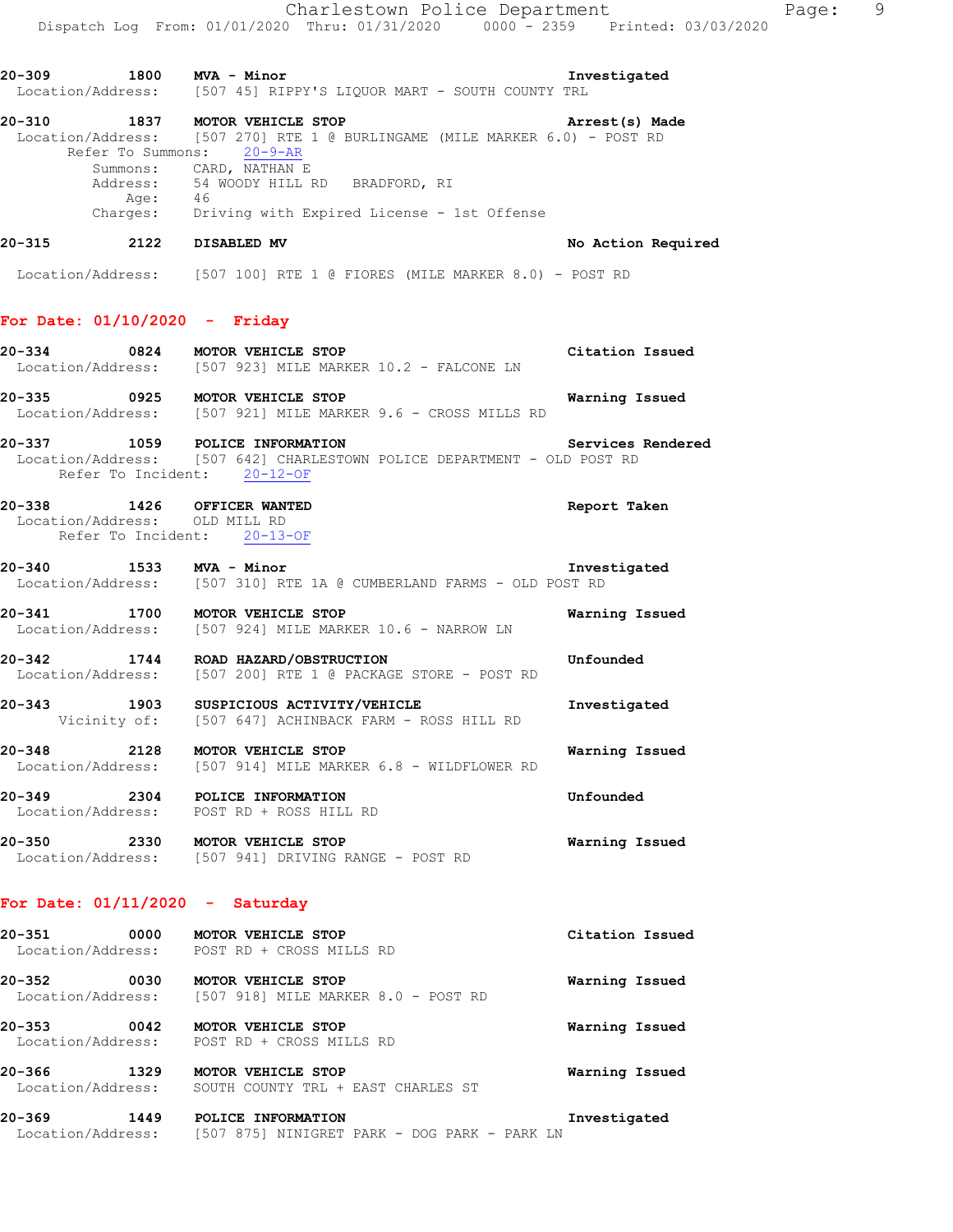20-309 1800 **MVA - Minor** **Investigated**
Location/Address: [507 45] RIPPY'S LIQUOR MART - SOUTH COUNTY TRL

20-310 1837 **MOTOR VEHICLE STOP** **Arrest(s) Made**
Location/Address: [507 270] RTE 1 @ BURLINGAME (MILE MARKER 6.0) - POST RD
Refer To Summons: 20-9-AR
Summons: CARD, NATHAN E
Address: 54 WOODY HILL RD BRADFORD, RI
Age: 46
Charges: Driving with Expired License - 1st Offense

20-315 2122 **DISABLED MV** **No Action Required**
Location/Address: [507 100] RTE 1 @ FIORES (MILE MARKER 8.0) - POST RD

## For Date: 01/10/2020 - Friday

20-334 0824 **MOTOR VEHICLE STOP** **Citation Issued**
Location/Address: [507 923] MILE MARKER 10.2 - FALCONE LN

20-335 0925 **MOTOR VEHICLE STOP** **Warning Issued**
Location/Address: [507 921] MILE MARKER 9.6 - CROSS MILLS RD

20-337 1059 **POLICE INFORMATION** **Services Rendered**
Location/Address: [507 642] CHARLESTOWN POLICE DEPARTMENT - OLD POST RD
Refer To Incident: 20-12-OF

20-338 1426 **OFFICER WANTED** **Report Taken**
Location/Address: OLD MILL RD
Refer To Incident: 20-13-OF

20-340 1533 **MVA - Minor** **Investigated**
Location/Address: [507 310] RTE 1A @ CUMBERLAND FARMS - OLD POST RD

20-341 1700 **MOTOR VEHICLE STOP** **Warning Issued**
Location/Address: [507 924] MILE MARKER 10.6 - NARROW LN

20-342 1744 **ROAD HAZARD/OBSTRUCTION** **Unfounded**
Location/Address: [507 200] RTE 1 @ PACKAGE STORE - POST RD

20-343 1903 **SUSPICIOUS ACTIVITY/VEHICLE** **Investigated**
Vicinity of: [507 647] ACHINBACK FARM - ROSS HILL RD

20-348 2128 **MOTOR VEHICLE STOP** **Warning Issued**
Location/Address: [507 914] MILE MARKER 6.8 - WILDFLOWER RD

20-349 2304 **POLICE INFORMATION** **Unfounded**
Location/Address: POST RD + ROSS HILL RD

20-350 2330 **MOTOR VEHICLE STOP** **Warning Issued**
Location/Address: [507 941] DRIVING RANGE - POST RD

## For Date: 01/11/2020 - Saturday

20-351 0000 **MOTOR VEHICLE STOP** **Citation Issued**
Location/Address: POST RD + CROSS MILLS RD

20-352 0030 **MOTOR VEHICLE STOP** **Warning Issued**
Location/Address: [507 918] MILE MARKER 8.0 - POST RD

20-353 0042 **MOTOR VEHICLE STOP** **Warning Issued**
Location/Address: POST RD + CROSS MILLS RD

20-366 1329 **MOTOR VEHICLE STOP** **Warning Issued**
Location/Address: SOUTH COUNTY TRL + EAST CHARLES ST

20-369 1449 **POLICE INFORMATION** **Investigated**
Location/Address: [507 875] NINIGRET PARK - DOG PARK - PARK LN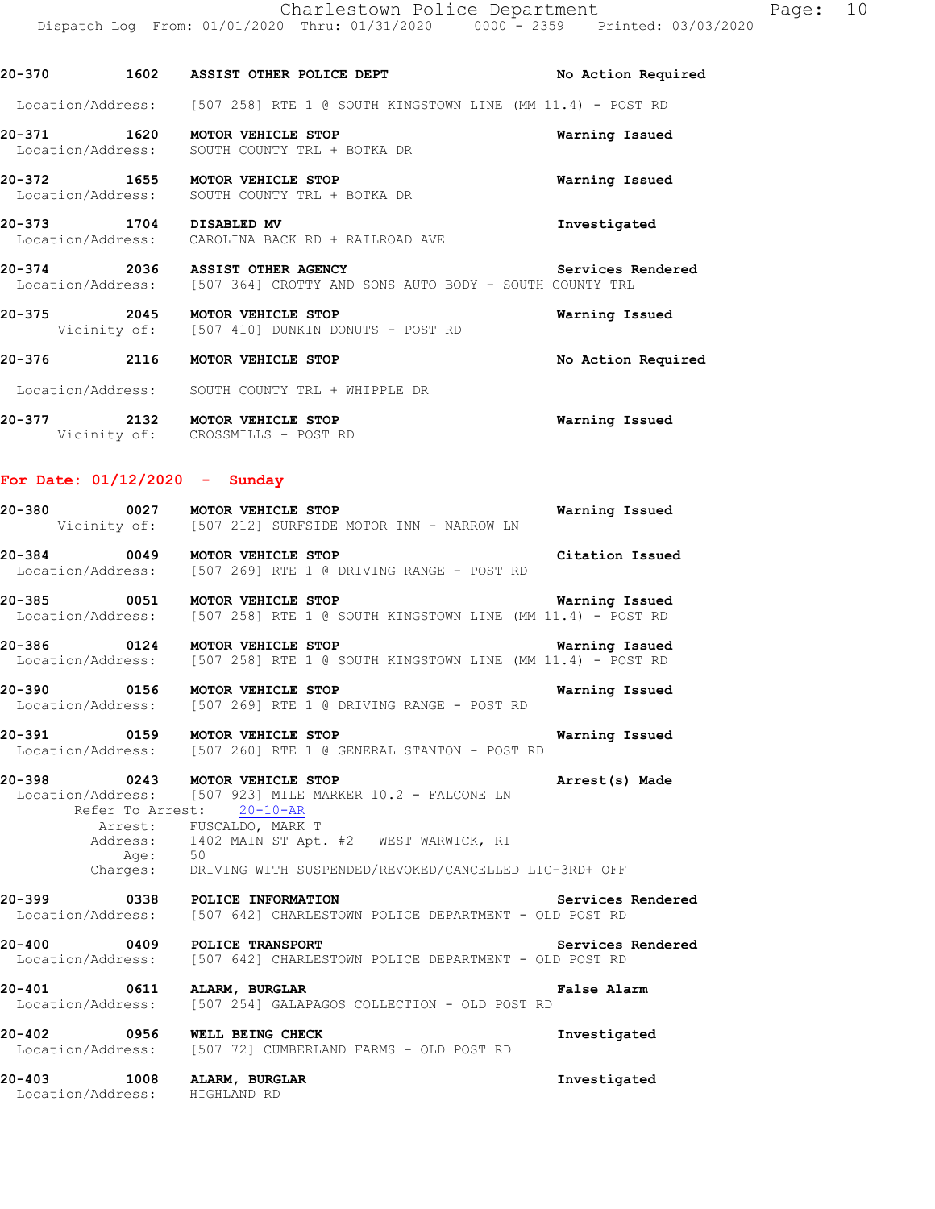**20-370** 1602 **ASSIST OTHER POLICE DEPT** — **No Action Required**
Location/Address: [507 258] RTE 1 @ SOUTH KINGSTOWN LINE (MM 11.4) - POST RD

**20-371** 1620 **MOTOR VEHICLE STOP** — **Warning Issued**
Location/Address: SOUTH COUNTY TRL + BOTKA DR

**20-372** 1655 **MOTOR VEHICLE STOP** — **Warning Issued**
Location/Address: SOUTH COUNTY TRL + BOTKA DR

**20-373** 1704 **DISABLED MV** — **Investigated**
Location/Address: CAROLINA BACK RD + RAILROAD AVE

**20-374** 2036 **ASSIST OTHER AGENCY** — **Services Rendered**
Location/Address: [507 364] CROTTY AND SONS AUTO BODY - SOUTH COUNTY TRL

**20-375** 2045 **MOTOR VEHICLE STOP** — **Warning Issued**
Vicinity of: [507 410] DUNKIN DONUTS - POST RD

**20-376** 2116 **MOTOR VEHICLE STOP** — **No Action Required**
Location/Address: SOUTH COUNTY TRL + WHIPPLE DR

**20-377** 2132 **MOTOR VEHICLE STOP** — **Warning Issued**
Vicinity of: CROSSMILLS - POST RD

## For Date: 01/12/2020 - Sunday

**20-380** 0027 **MOTOR VEHICLE STOP** — **Warning Issued**
Vicinity of: [507 212] SURFSIDE MOTOR INN - NARROW LN

**20-384** 0049 **MOTOR VEHICLE STOP** — **Citation Issued**
Location/Address: [507 269] RTE 1 @ DRIVING RANGE - POST RD

**20-385** 0051 **MOTOR VEHICLE STOP** — **Warning Issued**
Location/Address: [507 258] RTE 1 @ SOUTH KINGSTOWN LINE (MM 11.4) - POST RD

**20-386** 0124 **MOTOR VEHICLE STOP** — **Warning Issued**
Location/Address: [507 258] RTE 1 @ SOUTH KINGSTOWN LINE (MM 11.4) - POST RD

**20-390** 0156 **MOTOR VEHICLE STOP** — **Warning Issued**
Location/Address: [507 269] RTE 1 @ DRIVING RANGE - POST RD

**20-391** 0159 **MOTOR VEHICLE STOP** — **Warning Issued**
Location/Address: [507 260] RTE 1 @ GENERAL STANTON - POST RD

**20-398** 0243 **MOTOR VEHICLE STOP** — **Arrest(s) Made**
Location/Address: [507 923] MILE MARKER 10.2 - FALCONE LN
Refer To Arrest: 20-10-AR
Arrest: FUSCALDO, MARK T
Address: 1402 MAIN ST Apt. #2 WEST WARWICK, RI
Age: 50
Charges: DRIVING WITH SUSPENDED/REVOKED/CANCELLED LIC-3RD+ OFF

**20-399** 0338 **POLICE INFORMATION** — **Services Rendered**
Location/Address: [507 642] CHARLESTOWN POLICE DEPARTMENT - OLD POST RD

**20-400** 0409 **POLICE TRANSPORT** — **Services Rendered**
Location/Address: [507 642] CHARLESTOWN POLICE DEPARTMENT - OLD POST RD

**20-401** 0611 **ALARM, BURGLAR** — **False Alarm**
Location/Address: [507 254] GALAPAGOS COLLECTION - OLD POST RD

**20-402** 0956 **WELL BEING CHECK** — **Investigated**
Location/Address: [507 72] CUMBERLAND FARMS - OLD POST RD

**20-403** 1008 **ALARM, BURGLAR** — **Investigated**
Location/Address: HIGHLAND RD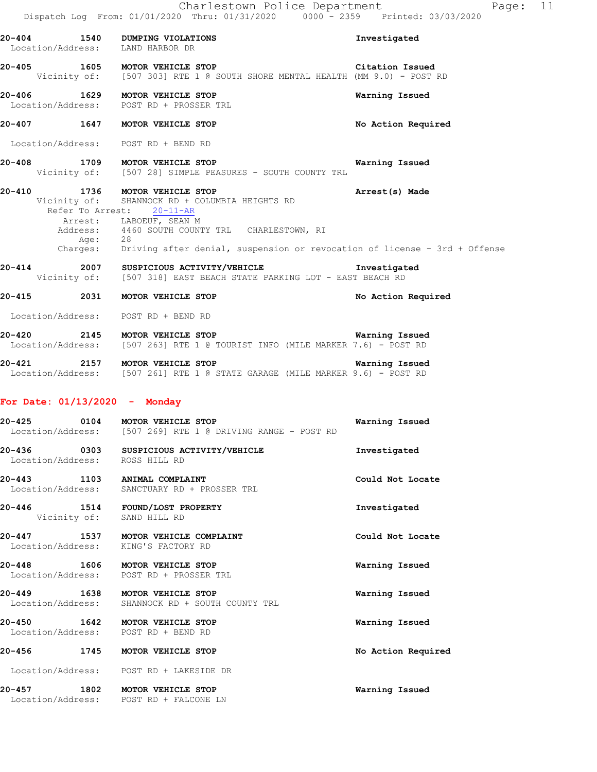20-404 1540 **DUMPING VIOLATIONS** Investigated
Location/Address: LAND HARBOR DR

20-405 1605 **MOTOR VEHICLE STOP** Citation Issued
Vicinity of: [507 303] RTE 1 @ SOUTH SHORE MENTAL HEALTH (MM 9.0) - POST RD

20-406 1629 **MOTOR VEHICLE STOP** Warning Issued
Location/Address: POST RD + PROSSER TRL

20-407 1647 **MOTOR VEHICLE STOP** No Action Required
Location/Address: POST RD + BEND RD

20-408 1709 **MOTOR VEHICLE STOP** Warning Issued
Vicinity of: [507 28] SIMPLE PEASURES - SOUTH COUNTY TRL

20-410 1736 **MOTOR VEHICLE STOP** Arrest(s) Made
Vicinity of: SHANNOCK RD + COLUMBIA HEIGHTS RD
Refer To Arrest: 20-11-AR
Arrest: LABOEUF, SEAN M
Address: 4460 SOUTH COUNTY TRL CHARLESTOWN, RI
Age: 28
Charges: Driving after denial, suspension or revocation of license - 3rd + Offense

20-414 2007 **SUSPICIOUS ACTIVITY/VEHICLE** Investigated
Vicinity of: [507 318] EAST BEACH STATE PARKING LOT - EAST BEACH RD

20-415 2031 **MOTOR VEHICLE STOP** No Action Required
Location/Address: POST RD + BEND RD

20-420 2145 **MOTOR VEHICLE STOP** Warning Issued
Location/Address: [507 263] RTE 1 @ TOURIST INFO (MILE MARKER 7.6) - POST RD

20-421 2157 **MOTOR VEHICLE STOP** Warning Issued
Location/Address: [507 261] RTE 1 @ STATE GARAGE (MILE MARKER 9.6) - POST RD

## For Date: 01/13/2020 - Monday

20-425 0104 **MOTOR VEHICLE STOP** Warning Issued
Location/Address: [507 269] RTE 1 @ DRIVING RANGE - POST RD

20-436 0303 **SUSPICIOUS ACTIVITY/VEHICLE** Investigated
Location/Address: ROSS HILL RD

20-443 1103 **ANIMAL COMPLAINT** Could Not Locate
Location/Address: SANCTUARY RD + PROSSER TRL

20-446 1514 **FOUND/LOST PROPERTY** Investigated
Vicinity of: SAND HILL RD

20-447 1537 **MOTOR VEHICLE COMPLAINT** Could Not Locate
Location/Address: KING'S FACTORY RD

20-448 1606 **MOTOR VEHICLE STOP** Warning Issued
Location/Address: POST RD + PROSSER TRL

20-449 1638 **MOTOR VEHICLE STOP** Warning Issued
Location/Address: SHANNOCK RD + SOUTH COUNTY TRL

20-450 1642 **MOTOR VEHICLE STOP** Warning Issued
Location/Address: POST RD + BEND RD

20-456 1745 **MOTOR VEHICLE STOP** No Action Required
Location/Address: POST RD + LAKESIDE DR

20-457 1802 **MOTOR VEHICLE STOP** Warning Issued
Location/Address: POST RD + FALCONE LN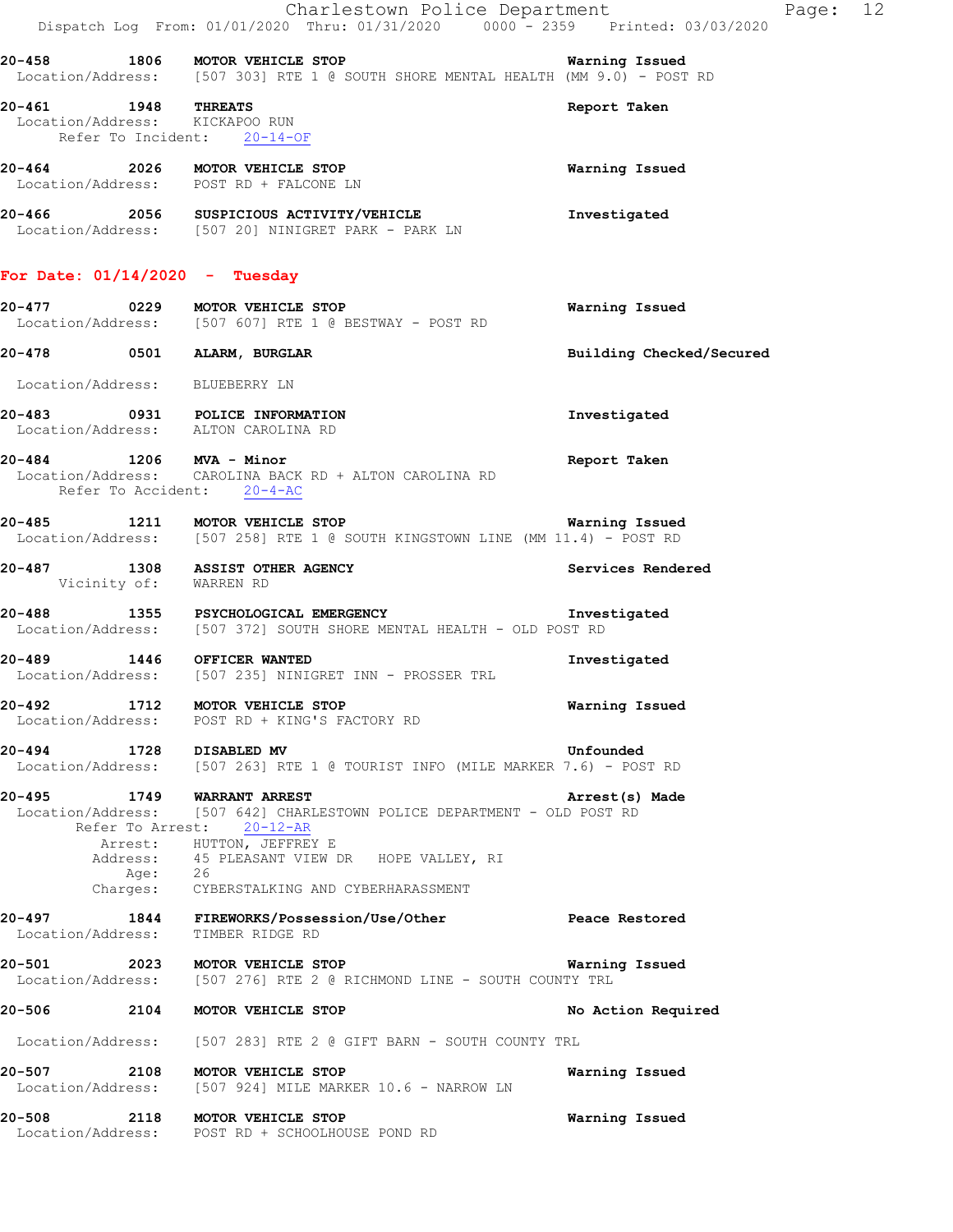20-458 1806 **MOTOR VEHICLE STOP** Warning Issued
Location/Address: [507 303] RTE 1 @ SOUTH SHORE MENTAL HEALTH (MM 9.0) - POST RD

20-461 1948 **THREATS** Report Taken
Location/Address: KICKAPOO RUN
Refer To Incident: 20-14-OF

20-464 2026 **MOTOR VEHICLE STOP** Warning Issued
Location/Address: POST RD + FALCONE LN

20-466 2056 **SUSPICIOUS ACTIVITY/VEHICLE** Investigated
Location/Address: [507 20] NINIGRET PARK - PARK LN

## For Date: 01/14/2020 - Tuesday

20-477 0229 **MOTOR VEHICLE STOP** Warning Issued
Location/Address: [507 607] RTE 1 @ BESTWAY - POST RD

20-478 0501 **ALARM, BURGLAR** Building Checked/Secured
Location/Address: BLUEBERRY LN

20-483 0931 **POLICE INFORMATION** Investigated
Location/Address: ALTON CAROLINA RD

20-484 1206 **MVA - Minor** Report Taken
Location/Address: CAROLINA BACK RD + ALTON CAROLINA RD
Refer To Accident: 20-4-AC

20-485 1211 **MOTOR VEHICLE STOP** Warning Issued
Location/Address: [507 258] RTE 1 @ SOUTH KINGSTOWN LINE (MM 11.4) - POST RD

20-487 1308 **ASSIST OTHER AGENCY** Services Rendered
Vicinity of: WARREN RD

20-488 1355 **PSYCHOLOGICAL EMERGENCY** Investigated
Location/Address: [507 372] SOUTH SHORE MENTAL HEALTH - OLD POST RD

20-489 1446 **OFFICER WANTED** Investigated
Location/Address: [507 235] NINIGRET INN - PROSSER TRL

20-492 1712 **MOTOR VEHICLE STOP** Warning Issued
Location/Address: POST RD + KING'S FACTORY RD

20-494 1728 **DISABLED MV** Unfounded
Location/Address: [507 263] RTE 1 @ TOURIST INFO (MILE MARKER 7.6) - POST RD

20-495 1749 **WARRANT ARREST** Arrest(s) Made
Location/Address: [507 642] CHARLESTOWN POLICE DEPARTMENT - OLD POST RD
Refer To Arrest: 20-12-AR
Arrest: HUTTON, JEFFREY E
Address: 45 PLEASANT VIEW DR HOPE VALLEY, RI
Age: 26
Charges: CYBERSTALKING AND CYBERHARASSMENT

20-497 1844 **FIREWORKS/Possession/Use/Other** Peace Restored
Location/Address: TIMBER RIDGE RD

20-501 2023 **MOTOR VEHICLE STOP** Warning Issued
Location/Address: [507 276] RTE 2 @ RICHMOND LINE - SOUTH COUNTY TRL

20-506 2104 **MOTOR VEHICLE STOP** No Action Required
Location/Address: [507 283] RTE 2 @ GIFT BARN - SOUTH COUNTY TRL

20-507 2108 **MOTOR VEHICLE STOP** Warning Issued
Location/Address: [507 924] MILE MARKER 10.6 - NARROW LN

20-508 2118 **MOTOR VEHICLE STOP** Warning Issued
Location/Address: POST RD + SCHOOLHOUSE POND RD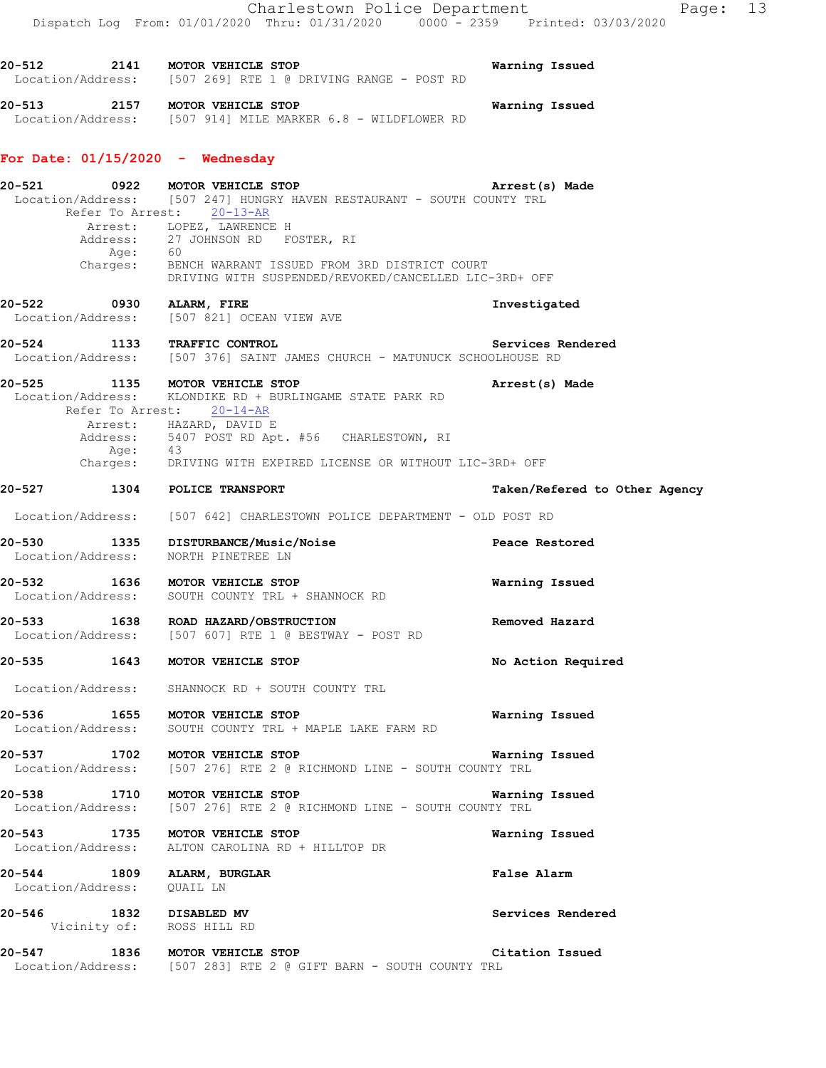**20-512** 2141 **MOTOR VEHICLE STOP** **Warning Issued**
Location/Address: [507 269] RTE 1 @ DRIVING RANGE - POST RD

**20-513** 2157 **MOTOR VEHICLE STOP** **Warning Issued**
Location/Address: [507 914] MILE MARKER 6.8 - WILDFLOWER RD

## For Date: 01/15/2020 - Wednesday

**20-521** 0922 **MOTOR VEHICLE STOP** **Arrest(s) Made**
Location/Address: [507 247] HUNGRY HAVEN RESTAURANT - SOUTH COUNTY TRL
Refer To Arrest: 20-13-AR
Arrest: LOPEZ, LAWRENCE H
Address: 27 JOHNSON RD FOSTER, RI
Age: 60
Charges: BENCH WARRANT ISSUED FROM 3RD DISTRICT COURT
DRIVING WITH SUSPENDED/REVOKED/CANCELLED LIC-3RD+ OFF

**20-522** 0930 **ALARM, FIRE** **Investigated**
Location/Address: [507 821] OCEAN VIEW AVE

**20-524** 1133 **TRAFFIC CONTROL** **Services Rendered**
Location/Address: [507 376] SAINT JAMES CHURCH - MATUNUCK SCHOOLHOUSE RD

**20-525** 1135 **MOTOR VEHICLE STOP** **Arrest(s) Made**
Location/Address: KLONDIKE RD + BURLINGAME STATE PARK RD
Refer To Arrest: 20-14-AR
Arrest: HAZARD, DAVID E
Address: 5407 POST RD Apt. #56 CHARLESTOWN, RI
Age: 43
Charges: DRIVING WITH EXPIRED LICENSE OR WITHOUT LIC-3RD+ OFF

**20-527** 1304 **POLICE TRANSPORT** **Taken/Refered to Other Agency**
Location/Address: [507 642] CHARLESTOWN POLICE DEPARTMENT - OLD POST RD

**20-530** 1335 **DISTURBANCE/Music/Noise** **Peace Restored**
Location/Address: NORTH PINETREE LN

**20-532** 1636 **MOTOR VEHICLE STOP** **Warning Issued**
Location/Address: SOUTH COUNTY TRL + SHANNOCK RD

**20-533** 1638 **ROAD HAZARD/OBSTRUCTION** **Removed Hazard**
Location/Address: [507 607] RTE 1 @ BESTWAY - POST RD

**20-535** 1643 **MOTOR VEHICLE STOP** **No Action Required**
Location/Address: SHANNOCK RD + SOUTH COUNTY TRL

**20-536** 1655 **MOTOR VEHICLE STOP** **Warning Issued**
Location/Address: SOUTH COUNTY TRL + MAPLE LAKE FARM RD

**20-537** 1702 **MOTOR VEHICLE STOP** **Warning Issued**
Location/Address: [507 276] RTE 2 @ RICHMOND LINE - SOUTH COUNTY TRL

**20-538** 1710 **MOTOR VEHICLE STOP** **Warning Issued**
Location/Address: [507 276] RTE 2 @ RICHMOND LINE - SOUTH COUNTY TRL

**20-543** 1735 **MOTOR VEHICLE STOP** **Warning Issued**
Location/Address: ALTON CAROLINA RD + HILLTOP DR

**20-544** 1809 **ALARM, BURGLAR** **False Alarm**
Location/Address: QUAIL LN

**20-546** 1832 **DISABLED MV** **Services Rendered**
Vicinity of: ROSS HILL RD

**20-547** 1836 **MOTOR VEHICLE STOP** **Citation Issued**
Location/Address: [507 283] RTE 2 @ GIFT BARN - SOUTH COUNTY TRL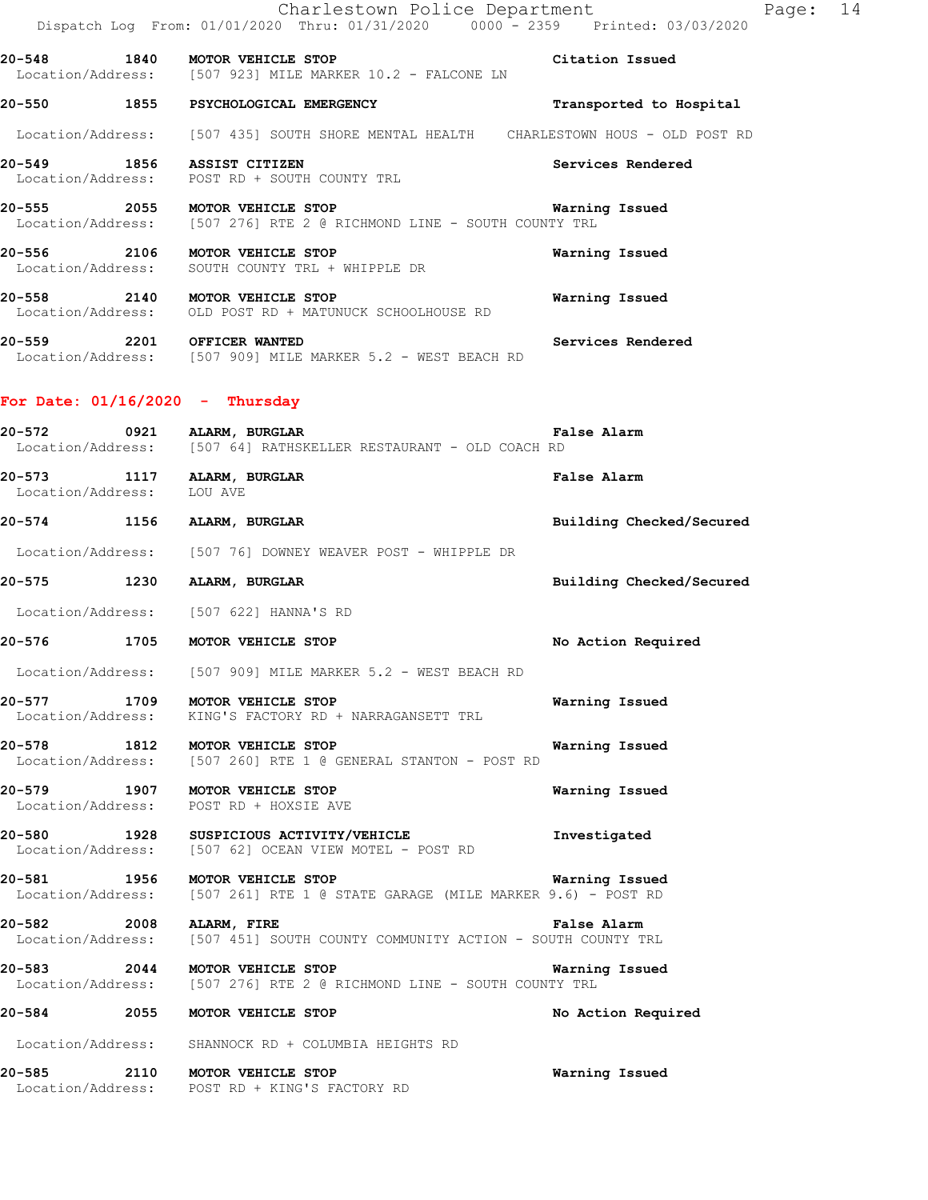| Call Number | Time | Call Reason | Action |
|---|---|---|---|
| 20-548 | 1840 | MOTOR VEHICLE STOP | Citation Issued |
| Location/Address: | | [507 923] MILE MARKER 10.2 - FALCONE LN | |
| 20-550 | 1855 | PSYCHOLOGICAL EMERGENCY | Transported to Hospital |
| Location/Address: | | [507 435] SOUTH SHORE MENTAL HEALTH CHARLESTOWN HOUS - OLD POST RD | |
| 20-549 | 1856 | ASSIST CITIZEN | Services Rendered |
| Location/Address: | | POST RD + SOUTH COUNTY TRL | |
| 20-555 | 2055 | MOTOR VEHICLE STOP | Warning Issued |
| Location/Address: | | [507 276] RTE 2 @ RICHMOND LINE - SOUTH COUNTY TRL | |
| 20-556 | 2106 | MOTOR VEHICLE STOP | Warning Issued |
| Location/Address: | | SOUTH COUNTY TRL + WHIPPLE DR | |
| 20-558 | 2140 | MOTOR VEHICLE STOP | Warning Issued |
| Location/Address: | | OLD POST RD + MATUNUCK SCHOOLHOUSE RD | |
| 20-559 | 2201 | OFFICER WANTED | Services Rendered |
| Location/Address: | | [507 909] MILE MARKER 5.2 - WEST BEACH RD | |

## For Date: 01/16/2020 - Thursday

| Call Number | Time | Call Reason | Action |
|---|---|---|---|
| 20-572 | 0921 | ALARM, BURGLAR | False Alarm |
| Location/Address: | | [507 64] RATHSKELLER RESTAURANT - OLD COACH RD | |
| 20-573 | 1117 | ALARM, BURGLAR | False Alarm |
| Location/Address: | | LOU AVE | |
| 20-574 | 1156 | ALARM, BURGLAR | Building Checked/Secured |
| Location/Address: | | [507 76] DOWNEY WEAVER POST - WHIPPLE DR | |
| 20-575 | 1230 | ALARM, BURGLAR | Building Checked/Secured |
| Location/Address: | | [507 622] HANNA'S RD | |
| 20-576 | 1705 | MOTOR VEHICLE STOP | No Action Required |
| Location/Address: | | [507 909] MILE MARKER 5.2 - WEST BEACH RD | |
| 20-577 | 1709 | MOTOR VEHICLE STOP | Warning Issued |
| Location/Address: | | KING'S FACTORY RD + NARRAGANSETT TRL | |
| 20-578 | 1812 | MOTOR VEHICLE STOP | Warning Issued |
| Location/Address: | | [507 260] RTE 1 @ GENERAL STANTON - POST RD | |
| 20-579 | 1907 | MOTOR VEHICLE STOP | Warning Issued |
| Location/Address: | | POST RD + HOXSIE AVE | |
| 20-580 | 1928 | SUSPICIOUS ACTIVITY/VEHICLE | Investigated |
| Location/Address: | | [507 62] OCEAN VIEW MOTEL - POST RD | |
| 20-581 | 1956 | MOTOR VEHICLE STOP | Warning Issued |
| Location/Address: | | [507 261] RTE 1 @ STATE GARAGE (MILE MARKER 9.6) - POST RD | |
| 20-582 | 2008 | ALARM, FIRE | False Alarm |
| Location/Address: | | [507 451] SOUTH COUNTY COMMUNITY ACTION - SOUTH COUNTY TRL | |
| 20-583 | 2044 | MOTOR VEHICLE STOP | Warning Issued |
| Location/Address: | | [507 276] RTE 2 @ RICHMOND LINE - SOUTH COUNTY TRL | |
| 20-584 | 2055 | MOTOR VEHICLE STOP | No Action Required |
| Location/Address: | | SHANNOCK RD + COLUMBIA HEIGHTS RD | |
| 20-585 | 2110 | MOTOR VEHICLE STOP | Warning Issued |
| Location/Address: | | POST RD + KING'S FACTORY RD | |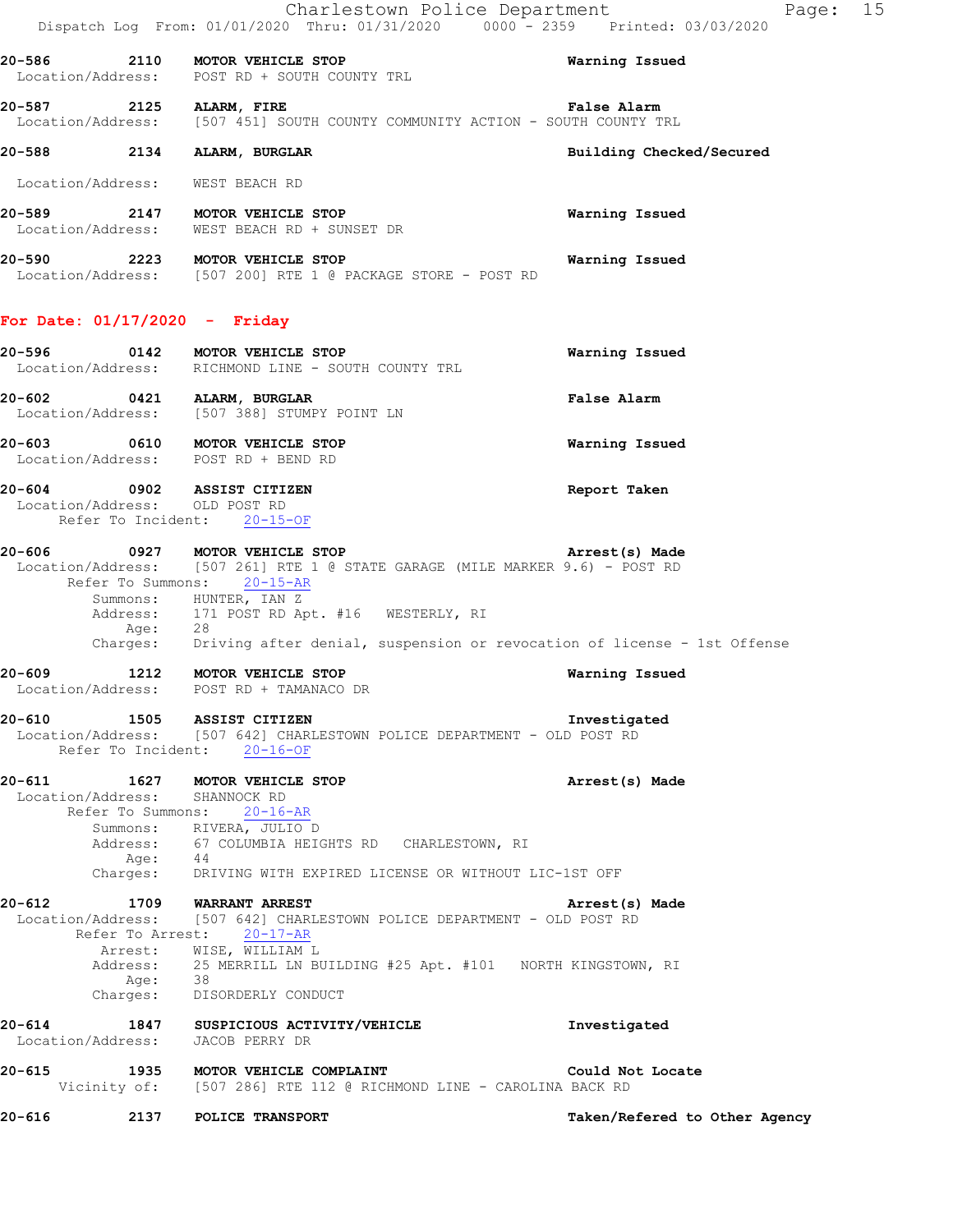20-586 2110 **MOTOR VEHICLE STOP** **Warning Issued**
Location/Address: POST RD + SOUTH COUNTY TRL

20-587 2125 **ALARM, FIRE** **False Alarm**
Location/Address: [507 451] SOUTH COUNTY COMMUNITY ACTION - SOUTH COUNTY TRL

20-588 2134 **ALARM, BURGLAR** **Building Checked/Secured**
Location/Address: WEST BEACH RD

20-589 2147 **MOTOR VEHICLE STOP** **Warning Issued**
Location/Address: WEST BEACH RD + SUNSET DR

20-590 2223 **MOTOR VEHICLE STOP** **Warning Issued**
Location/Address: [507 200] RTE 1 @ PACKAGE STORE - POST RD

## For Date: 01/17/2020 - Friday

20-596 0142 **MOTOR VEHICLE STOP** **Warning Issued**
Location/Address: RICHMOND LINE - SOUTH COUNTY TRL

20-602 0421 **ALARM, BURGLAR** **False Alarm**
Location/Address: [507 388] STUMPY POINT LN

20-603 0610 **MOTOR VEHICLE STOP** **Warning Issued**
Location/Address: POST RD + BEND RD

20-604 0902 **ASSIST CITIZEN** **Report Taken**
Location/Address: OLD POST RD
Refer To Incident: 20-15-OF

20-606 0927 **MOTOR VEHICLE STOP** **Arrest(s) Made**
Location/Address: [507 261] RTE 1 @ STATE GARAGE (MILE MARKER 9.6) - POST RD
Refer To Summons: 20-15-AR
Summons: HUNTER, IAN Z
Address: 171 POST RD Apt. #16 WESTERLY, RI
Age: 28
Charges: Driving after denial, suspension or revocation of license - 1st Offense

20-609 1212 **MOTOR VEHICLE STOP** **Warning Issued**
Location/Address: POST RD + TAMANACO DR

20-610 1505 **ASSIST CITIZEN** **Investigated**
Location/Address: [507 642] CHARLESTOWN POLICE DEPARTMENT - OLD POST RD
Refer To Incident: 20-16-OF

20-611 1627 **MOTOR VEHICLE STOP** **Arrest(s) Made**
Location/Address: SHANNOCK RD
Refer To Summons: 20-16-AR
Summons: RIVERA, JULIO D
Address: 67 COLUMBIA HEIGHTS RD CHARLESTOWN, RI
Age: 44
Charges: DRIVING WITH EXPIRED LICENSE OR WITHOUT LIC-1ST OFF

20-612 1709 **WARRANT ARREST** **Arrest(s) Made**
Location/Address: [507 642] CHARLESTOWN POLICE DEPARTMENT - OLD POST RD
Refer To Arrest: 20-17-AR
Arrest: WISE, WILLIAM L
Address: 25 MERRILL LN BUILDING #25 Apt. #101 NORTH KINGSTOWN, RI
Age: 38
Charges: DISORDERLY CONDUCT

20-614 1847 **SUSPICIOUS ACTIVITY/VEHICLE** **Investigated**
Location/Address: JACOB PERRY DR

20-615 1935 **MOTOR VEHICLE COMPLAINT** **Could Not Locate**
Vicinity of: [507 286] RTE 112 @ RICHMOND LINE - CAROLINA BACK RD

20-616 2137 **POLICE TRANSPORT** **Taken/Refered to Other Agency**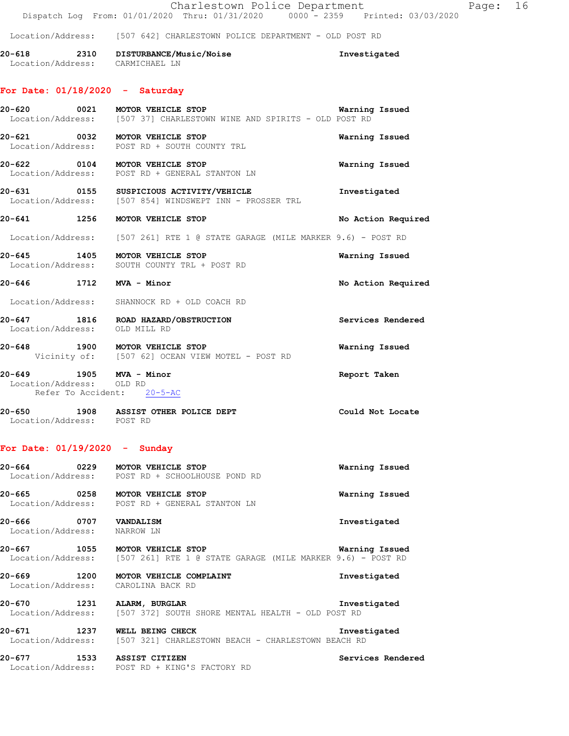Location/Address: [507 642] CHARLESTOWN POLICE DEPARTMENT - OLD POST RD

**20-618 2310 DISTURBANCE/Music/Noise** Investigated
Location/Address: CARMICHAEL LN

## For Date: 01/18/2020 - Saturday

**20-620 0021 MOTOR VEHICLE STOP** Warning Issued
Location/Address: [507 37] CHARLESTOWN WINE AND SPIRITS - OLD POST RD

**20-621 0032 MOTOR VEHICLE STOP** Warning Issued
Location/Address: POST RD + SOUTH COUNTY TRL

**20-622 0104 MOTOR VEHICLE STOP** Warning Issued
Location/Address: POST RD + GENERAL STANTON LN

**20-631 0155 SUSPICIOUS ACTIVITY/VEHICLE** Investigated
Location/Address: [507 854] WINDSWEPT INN - PROSSER TRL

**20-641 1256 MOTOR VEHICLE STOP** No Action Required
Location/Address: [507 261] RTE 1 @ STATE GARAGE (MILE MARKER 9.6) - POST RD

**20-645 1405 MOTOR VEHICLE STOP** Warning Issued
Location/Address: SOUTH COUNTY TRL + POST RD

**20-646 1712 MVA - Minor** No Action Required
Location/Address: SHANNOCK RD + OLD COACH RD

**20-647 1816 ROAD HAZARD/OBSTRUCTION** Services Rendered
Location/Address: OLD MILL RD

**20-648 1900 MOTOR VEHICLE STOP** Warning Issued
Vicinity of: [507 62] OCEAN VIEW MOTEL - POST RD

**20-649 1905 MVA - Minor** Report Taken
Location/Address: OLD RD
Refer To Accident: 20-5-AC

**20-650 1908 ASSIST OTHER POLICE DEPT** Could Not Locate
Location/Address: POST RD

## For Date: 01/19/2020 - Sunday

**20-664 0229 MOTOR VEHICLE STOP** Warning Issued
Location/Address: POST RD + SCHOOLHOUSE POND RD

**20-665 0258 MOTOR VEHICLE STOP** Warning Issued
Location/Address: POST RD + GENERAL STANTON LN

**20-666 0707 VANDALISM** Investigated
Location/Address: NARROW LN

**20-667 1055 MOTOR VEHICLE STOP** Warning Issued
Location/Address: [507 261] RTE 1 @ STATE GARAGE (MILE MARKER 9.6) - POST RD

**20-669 1200 MOTOR VEHICLE COMPLAINT** Investigated
Location/Address: CAROLINA BACK RD

**20-670 1231 ALARM, BURGLAR** Investigated
Location/Address: [507 372] SOUTH SHORE MENTAL HEALTH - OLD POST RD

**20-671 1237 WELL BEING CHECK** Investigated
Location/Address: [507 321] CHARLESTOWN BEACH - CHARLESTOWN BEACH RD

**20-677 1533 ASSIST CITIZEN** Services Rendered
Location/Address: POST RD + KING'S FACTORY RD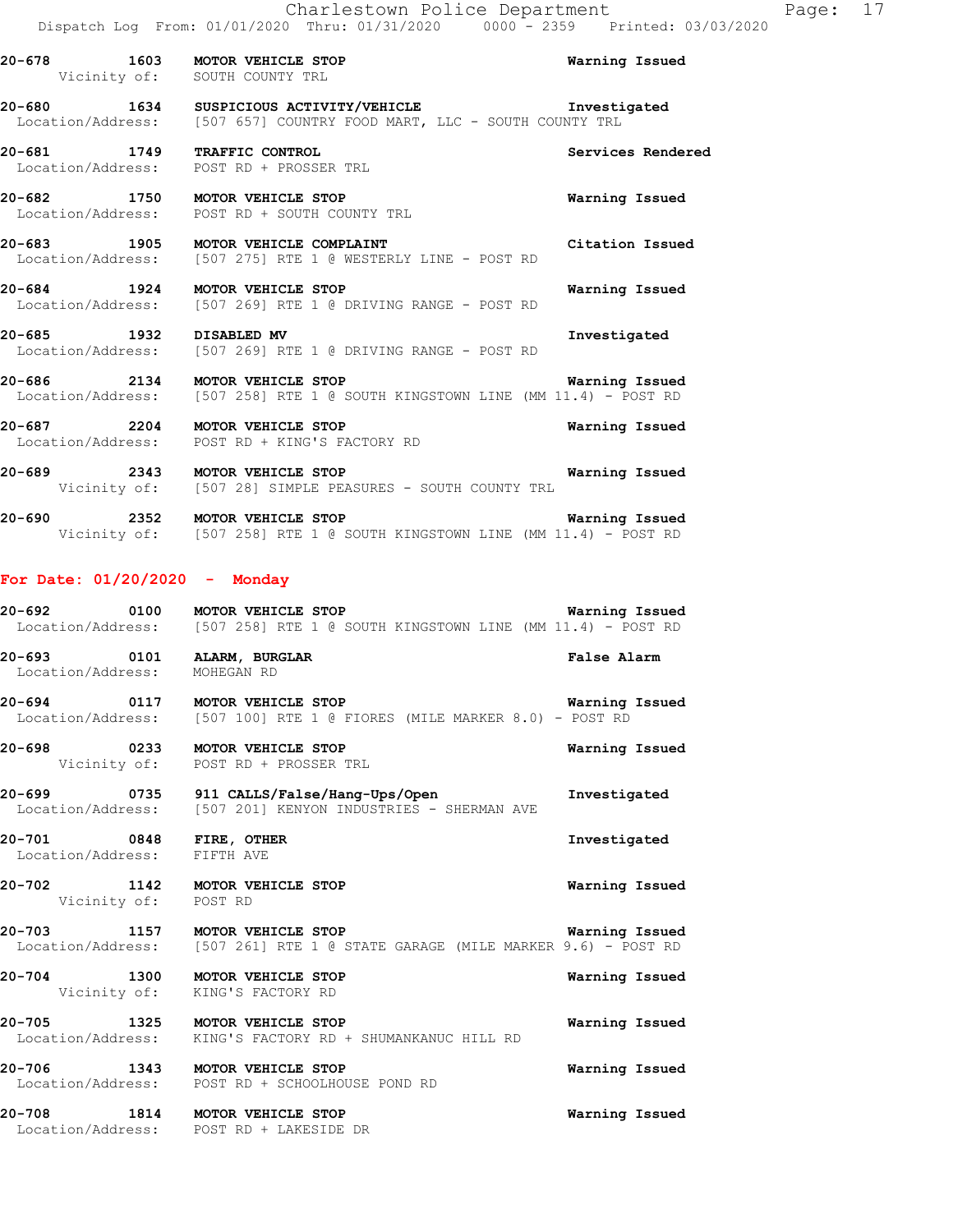**20-678 1603 MOTOR VEHICLE STOP** — Warning Issued
Vicinity of: SOUTH COUNTY TRL

**20-680 1634 SUSPICIOUS ACTIVITY/VEHICLE** — Investigated
Location/Address: [507 657] COUNTRY FOOD MART, LLC - SOUTH COUNTY TRL

**20-681 1749 TRAFFIC CONTROL** — Services Rendered
Location/Address: POST RD + PROSSER TRL

**20-682 1750 MOTOR VEHICLE STOP** — Warning Issued
Location/Address: POST RD + SOUTH COUNTY TRL

**20-683 1905 MOTOR VEHICLE COMPLAINT** — Citation Issued
Location/Address: [507 275] RTE 1 @ WESTERLY LINE - POST RD

**20-684 1924 MOTOR VEHICLE STOP** — Warning Issued
Location/Address: [507 269] RTE 1 @ DRIVING RANGE - POST RD

**20-685 1932 DISABLED MV** — Investigated
Location/Address: [507 269] RTE 1 @ DRIVING RANGE - POST RD

**20-686 2134 MOTOR VEHICLE STOP** — Warning Issued
Location/Address: [507 258] RTE 1 @ SOUTH KINGSTOWN LINE (MM 11.4) - POST RD

**20-687 2204 MOTOR VEHICLE STOP** — Warning Issued
Location/Address: POST RD + KING'S FACTORY RD

**20-689 2343 MOTOR VEHICLE STOP** — Warning Issued
Vicinity of: [507 28] SIMPLE PEASURES - SOUTH COUNTY TRL

**20-690 2352 MOTOR VEHICLE STOP** — Warning Issued
Vicinity of: [507 258] RTE 1 @ SOUTH KINGSTOWN LINE (MM 11.4) - POST RD

## For Date: 01/20/2020 - Monday

**20-692 0100 MOTOR VEHICLE STOP** — Warning Issued
Location/Address: [507 258] RTE 1 @ SOUTH KINGSTOWN LINE (MM 11.4) - POST RD

**20-693 0101 ALARM, BURGLAR** — False Alarm
Location/Address: MOHEGAN RD

**20-694 0117 MOTOR VEHICLE STOP** — Warning Issued
Location/Address: [507 100] RTE 1 @ FIORES (MILE MARKER 8.0) - POST RD

**20-698 0233 MOTOR VEHICLE STOP** — Warning Issued
Vicinity of: POST RD + PROSSER TRL

**20-699 0735 911 CALLS/False/Hang-Ups/Open** — Investigated
Location/Address: [507 201] KENYON INDUSTRIES - SHERMAN AVE

**20-701 0848 FIRE, OTHER** — Investigated
Location/Address: FIFTH AVE

**20-702 1142 MOTOR VEHICLE STOP** — Warning Issued
Vicinity of: POST RD

**20-703 1157 MOTOR VEHICLE STOP** — Warning Issued
Location/Address: [507 261] RTE 1 @ STATE GARAGE (MILE MARKER 9.6) - POST RD

**20-704 1300 MOTOR VEHICLE STOP** — Warning Issued
Vicinity of: KING'S FACTORY RD

**20-705 1325 MOTOR VEHICLE STOP** — Warning Issued
Location/Address: KING'S FACTORY RD + SHUMANKANUC HILL RD

**20-706 1343 MOTOR VEHICLE STOP** — Warning Issued
Location/Address: POST RD + SCHOOLHOUSE POND RD

**20-708 1814 MOTOR VEHICLE STOP** — Warning Issued
Location/Address: POST RD + LAKESIDE DR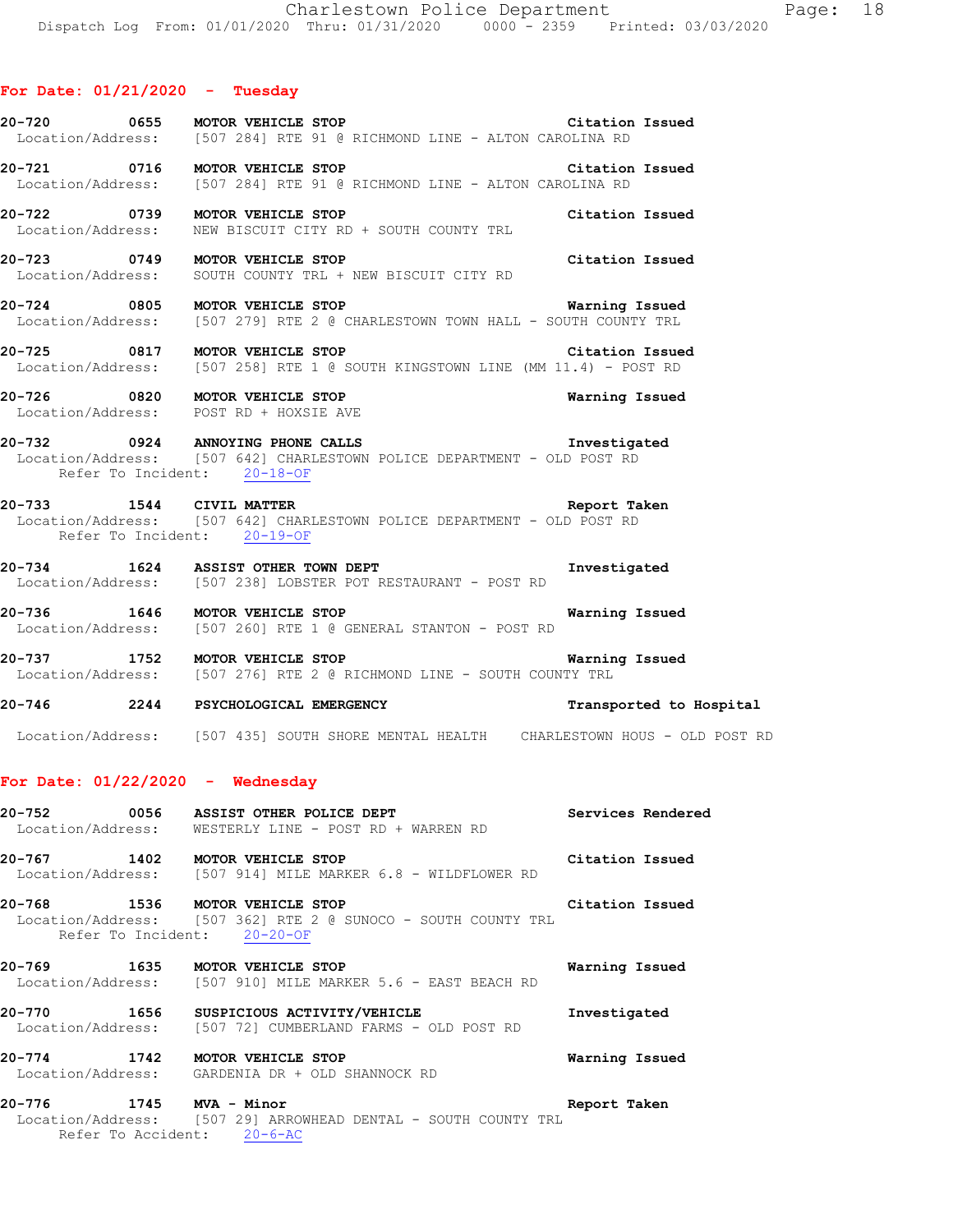## For Date: 01/21/2020 - Tuesday

**20-720 0655 MOTOR VEHICLE STOP** Citation Issued
Location/Address: [507 284] RTE 91 @ RICHMOND LINE - ALTON CAROLINA RD

**20-721 0716 MOTOR VEHICLE STOP** Citation Issued
Location/Address: [507 284] RTE 91 @ RICHMOND LINE - ALTON CAROLINA RD

**20-722 0739 MOTOR VEHICLE STOP** Citation Issued
Location/Address: NEW BISCUIT CITY RD + SOUTH COUNTY TRL

**20-723 0749 MOTOR VEHICLE STOP** Citation Issued
Location/Address: SOUTH COUNTY TRL + NEW BISCUIT CITY RD

**20-724 0805 MOTOR VEHICLE STOP** Warning Issued
Location/Address: [507 279] RTE 2 @ CHARLESTOWN TOWN HALL - SOUTH COUNTY TRL

**20-725 0817 MOTOR VEHICLE STOP** Citation Issued
Location/Address: [507 258] RTE 1 @ SOUTH KINGSTOWN LINE (MM 11.4) - POST RD

**20-726 0820 MOTOR VEHICLE STOP** Warning Issued
Location/Address: POST RD + HOXSIE AVE

**20-732 0924 ANNOYING PHONE CALLS** Investigated
Location/Address: [507 642] CHARLESTOWN POLICE DEPARTMENT - OLD POST RD
Refer To Incident: 20-18-OF

**20-733 1544 CIVIL MATTER** Report Taken
Location/Address: [507 642] CHARLESTOWN POLICE DEPARTMENT - OLD POST RD
Refer To Incident: 20-19-OF

**20-734 1624 ASSIST OTHER TOWN DEPT** Investigated
Location/Address: [507 238] LOBSTER POT RESTAURANT - POST RD

**20-736 1646 MOTOR VEHICLE STOP** Warning Issued
Location/Address: [507 260] RTE 1 @ GENERAL STANTON - POST RD

**20-737 1752 MOTOR VEHICLE STOP** Warning Issued
Location/Address: [507 276] RTE 2 @ RICHMOND LINE - SOUTH COUNTY TRL

**20-746 2244 PSYCHOLOGICAL EMERGENCY** Transported to Hospital
Location/Address: [507 435] SOUTH SHORE MENTAL HEALTH CHARLESTOWN HOUS - OLD POST RD

## For Date: 01/22/2020 - Wednesday

**20-752 0056 ASSIST OTHER POLICE DEPT** Services Rendered
Location/Address: WESTERLY LINE - POST RD + WARREN RD

**20-767 1402 MOTOR VEHICLE STOP** Citation Issued
Location/Address: [507 914] MILE MARKER 6.8 - WILDFLOWER RD

**20-768 1536 MOTOR VEHICLE STOP** Citation Issued
Location/Address: [507 362] RTE 2 @ SUNOCO - SOUTH COUNTY TRL
Refer To Incident: 20-20-OF

**20-769 1635 MOTOR VEHICLE STOP** Warning Issued
Location/Address: [507 910] MILE MARKER 5.6 - EAST BEACH RD

**20-770 1656 SUSPICIOUS ACTIVITY/VEHICLE** Investigated
Location/Address: [507 72] CUMBERLAND FARMS - OLD POST RD

**20-774 1742 MOTOR VEHICLE STOP** Warning Issued
Location/Address: GARDENIA DR + OLD SHANNOCK RD

**20-776 1745 MVA - Minor** Report Taken
Location/Address: [507 29] ARROWHEAD DENTAL - SOUTH COUNTY TRL
Refer To Accident: 20-6-AC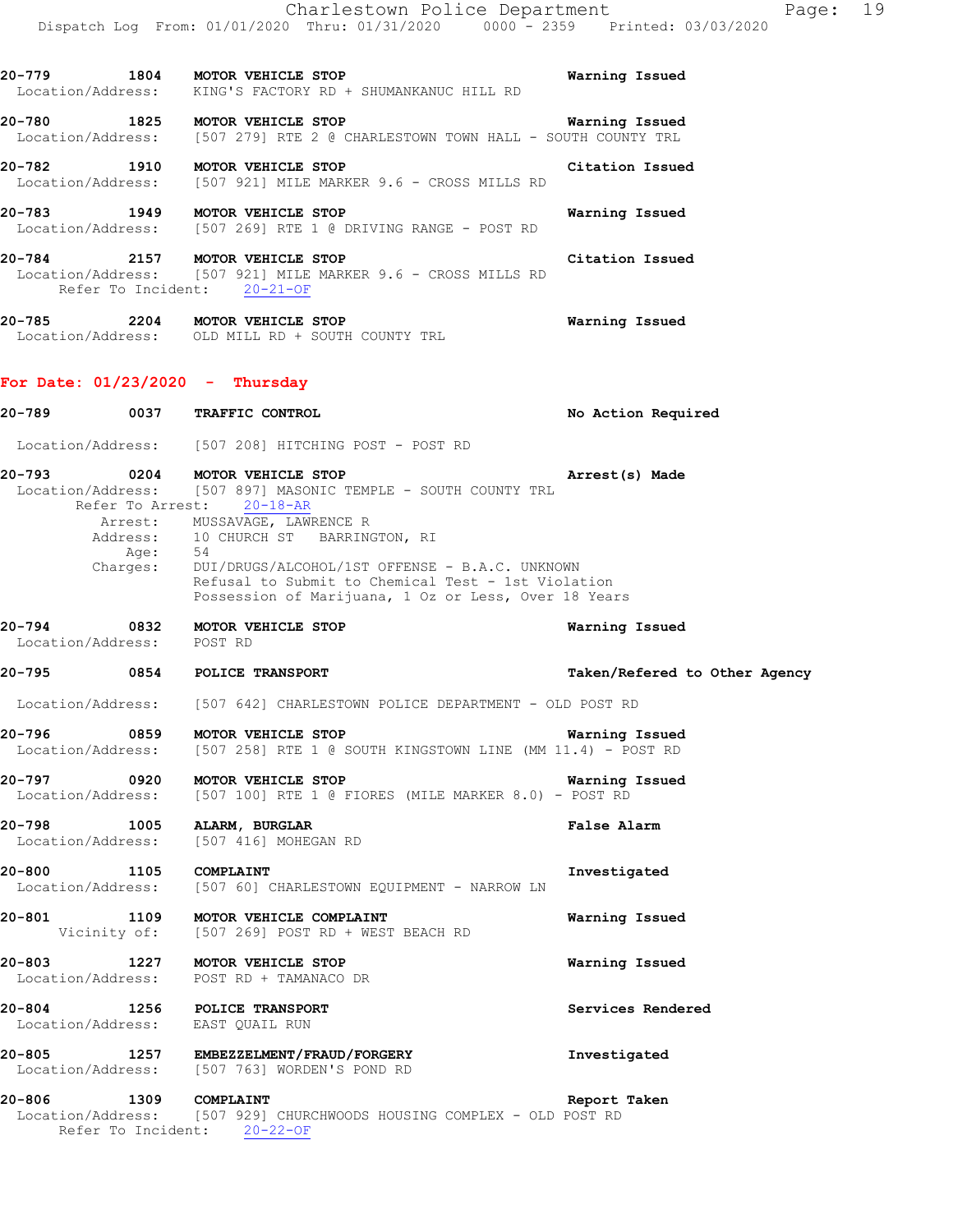**20-779 1804 MOTOR VEHICLE STOP** Warning Issued
Location/Address: KING'S FACTORY RD + SHUMANKANUC HILL RD

**20-780 1825 MOTOR VEHICLE STOP** Warning Issued
Location/Address: [507 279] RTE 2 @ CHARLESTOWN TOWN HALL - SOUTH COUNTY TRL

**20-782 1910 MOTOR VEHICLE STOP** Citation Issued
Location/Address: [507 921] MILE MARKER 9.6 - CROSS MILLS RD

**20-783 1949 MOTOR VEHICLE STOP** Warning Issued
Location/Address: [507 269] RTE 1 @ DRIVING RANGE - POST RD

**20-784 2157 MOTOR VEHICLE STOP** Citation Issued
Location/Address: [507 921] MILE MARKER 9.6 - CROSS MILLS RD
Refer To Incident: 20-21-OF

**20-785 2204 MOTOR VEHICLE STOP** Warning Issued
Location/Address: OLD MILL RD + SOUTH COUNTY TRL

## For Date: 01/23/2020 - Thursday

**20-789 0037 TRAFFIC CONTROL** No Action Required
Location/Address: [507 208] HITCHING POST - POST RD

**20-793 0204 MOTOR VEHICLE STOP** Arrest(s) Made
Location/Address: [507 897] MASONIC TEMPLE - SOUTH COUNTY TRL
Refer To Arrest: 20-18-AR
Arrest: MUSSAVAGE, LAWRENCE R
Address: 10 CHURCH ST BARRINGTON, RI
Age: 54
Charges: DUI/DRUGS/ALCOHOL/1ST OFFENSE - B.A.C. UNKNOWN
Refusal to Submit to Chemical Test - 1st Violation
Possession of Marijuana, 1 Oz or Less, Over 18 Years

**20-794 0832 MOTOR VEHICLE STOP** Warning Issued
Location/Address: POST RD

**20-795 0854 POLICE TRANSPORT** Taken/Refered to Other Agency
Location/Address: [507 642] CHARLESTOWN POLICE DEPARTMENT - OLD POST RD

**20-796 0859 MOTOR VEHICLE STOP** Warning Issued
Location/Address: [507 258] RTE 1 @ SOUTH KINGSTOWN LINE (MM 11.4) - POST RD

**20-797 0920 MOTOR VEHICLE STOP** Warning Issued
Location/Address: [507 100] RTE 1 @ FIORES (MILE MARKER 8.0) - POST RD

**20-798 1005 ALARM, BURGLAR** False Alarm
Location/Address: [507 416] MOHEGAN RD

**20-800 1105 COMPLAINT** Investigated
Location/Address: [507 60] CHARLESTOWN EQUIPMENT - NARROW LN

**20-801 1109 MOTOR VEHICLE COMPLAINT** Warning Issued
Vicinity of: [507 269] POST RD + WEST BEACH RD

**20-803 1227 MOTOR VEHICLE STOP** Warning Issued
Location/Address: POST RD + TAMANACO DR

**20-804 1256 POLICE TRANSPORT** Services Rendered
Location/Address: EAST QUAIL RUN

**20-805 1257 EMBEZZELMENT/FRAUD/FORGERY** Investigated
Location/Address: [507 763] WORDEN'S POND RD

**20-806 1309 COMPLAINT** Report Taken
Location/Address: [507 929] CHURCHWOODS HOUSING COMPLEX - OLD POST RD
Refer To Incident: 20-22-OF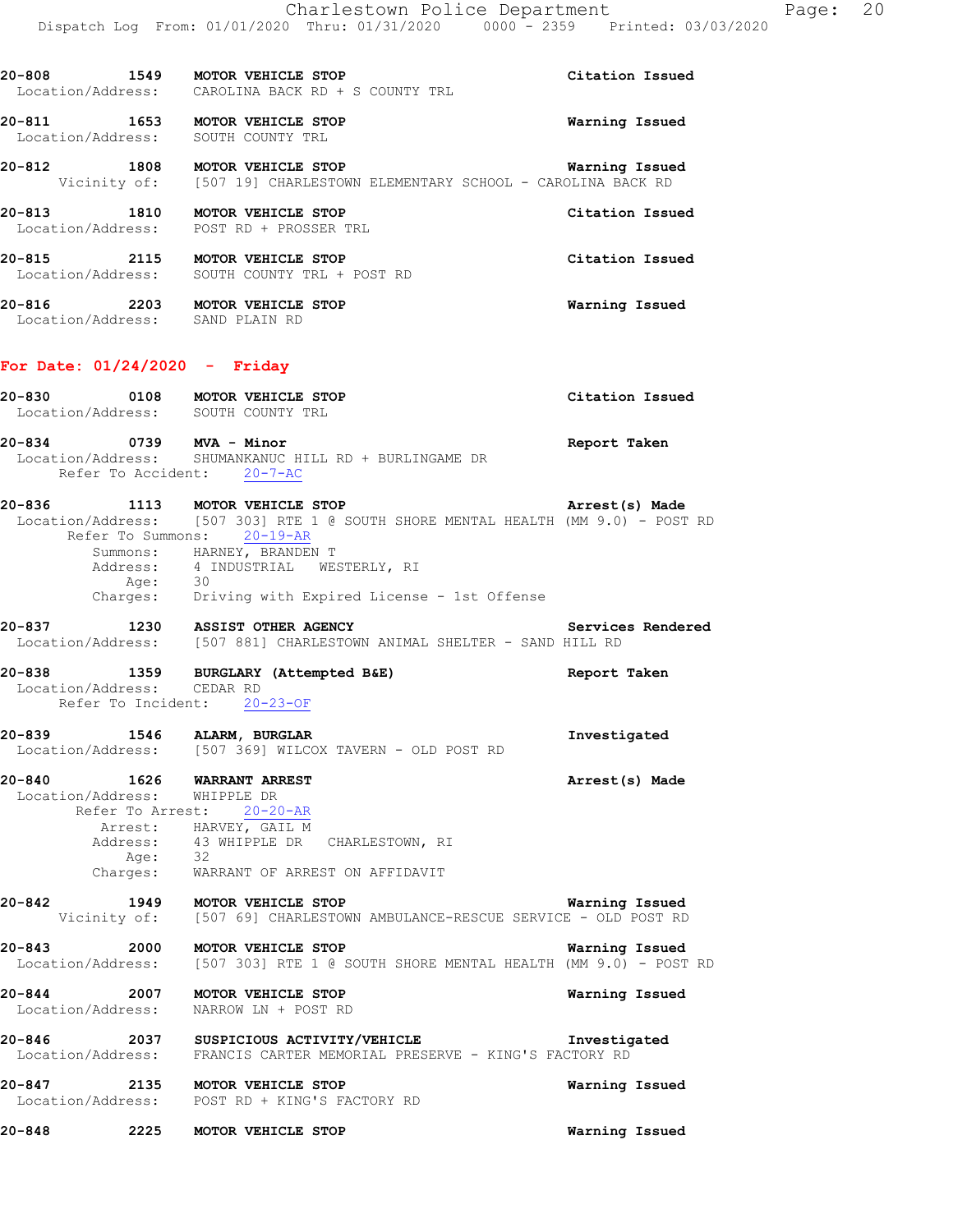**20-808** 1549 **MOTOR VEHICLE STOP** **Citation Issued**
Location/Address: CAROLINA BACK RD + S COUNTY TRL

**20-811** 1653 **MOTOR VEHICLE STOP** **Warning Issued**
Location/Address: SOUTH COUNTY TRL

**20-812** 1808 **MOTOR VEHICLE STOP** **Warning Issued**
Vicinity of: [507 19] CHARLESTOWN ELEMENTARY SCHOOL - CAROLINA BACK RD

**20-813** 1810 **MOTOR VEHICLE STOP** **Citation Issued**
Location/Address: POST RD + PROSSER TRL

**20-815** 2115 **MOTOR VEHICLE STOP** **Citation Issued**
Location/Address: SOUTH COUNTY TRL + POST RD

**20-816** 2203 **MOTOR VEHICLE STOP** **Warning Issued**
Location/Address: SAND PLAIN RD

## For Date: 01/24/2020 - Friday

**20-830** 0108 **MOTOR VEHICLE STOP** **Citation Issued**
Location/Address: SOUTH COUNTY TRL

**20-834** 0739 **MVA - Minor** **Report Taken**
Location/Address: SHUMANKANUC HILL RD + BURLINGAME DR
Refer To Accident: 20-7-AC

**20-836** 1113 **MOTOR VEHICLE STOP** **Arrest(s) Made**
Location/Address: [507 303] RTE 1 @ SOUTH SHORE MENTAL HEALTH (MM 9.0) - POST RD
Refer To Summons: 20-19-AR
Summons: HARNEY, BRANDEN T
Address: 4 INDUSTRIAL WESTERLY, RI
Age: 30
Charges: Driving with Expired License - 1st Offense

**20-837** 1230 **ASSIST OTHER AGENCY** **Services Rendered**
Location/Address: [507 881] CHARLESTOWN ANIMAL SHELTER - SAND HILL RD

**20-838** 1359 **BURGLARY (Attempted B&E)** **Report Taken**
Location/Address: CEDAR RD
Refer To Incident: 20-23-OF

**20-839** 1546 **ALARM, BURGLAR** **Investigated**
Location/Address: [507 369] WILCOX TAVERN - OLD POST RD

**20-840** 1626 **WARRANT ARREST** **Arrest(s) Made**
Location/Address: WHIPPLE DR
Refer To Arrest: 20-20-AR
Arrest: HARVEY, GAIL M
Address: 43 WHIPPLE DR CHARLESTOWN, RI
Age: 32
Charges: WARRANT OF ARREST ON AFFIDAVIT

**20-842** 1949 **MOTOR VEHICLE STOP** **Warning Issued**
Vicinity of: [507 69] CHARLESTOWN AMBULANCE-RESCUE SERVICE - OLD POST RD

**20-843** 2000 **MOTOR VEHICLE STOP** **Warning Issued**
Location/Address: [507 303] RTE 1 @ SOUTH SHORE MENTAL HEALTH (MM 9.0) - POST RD

**20-844** 2007 **MOTOR VEHICLE STOP** **Warning Issued**
Location/Address: NARROW LN + POST RD

**20-846** 2037 **SUSPICIOUS ACTIVITY/VEHICLE** **Investigated**
Location/Address: FRANCIS CARTER MEMORIAL PRESERVE - KING'S FACTORY RD

**20-847** 2135 **MOTOR VEHICLE STOP** **Warning Issued**
Location/Address: POST RD + KING'S FACTORY RD

**20-848** 2225 **MOTOR VEHICLE STOP** **Warning Issued**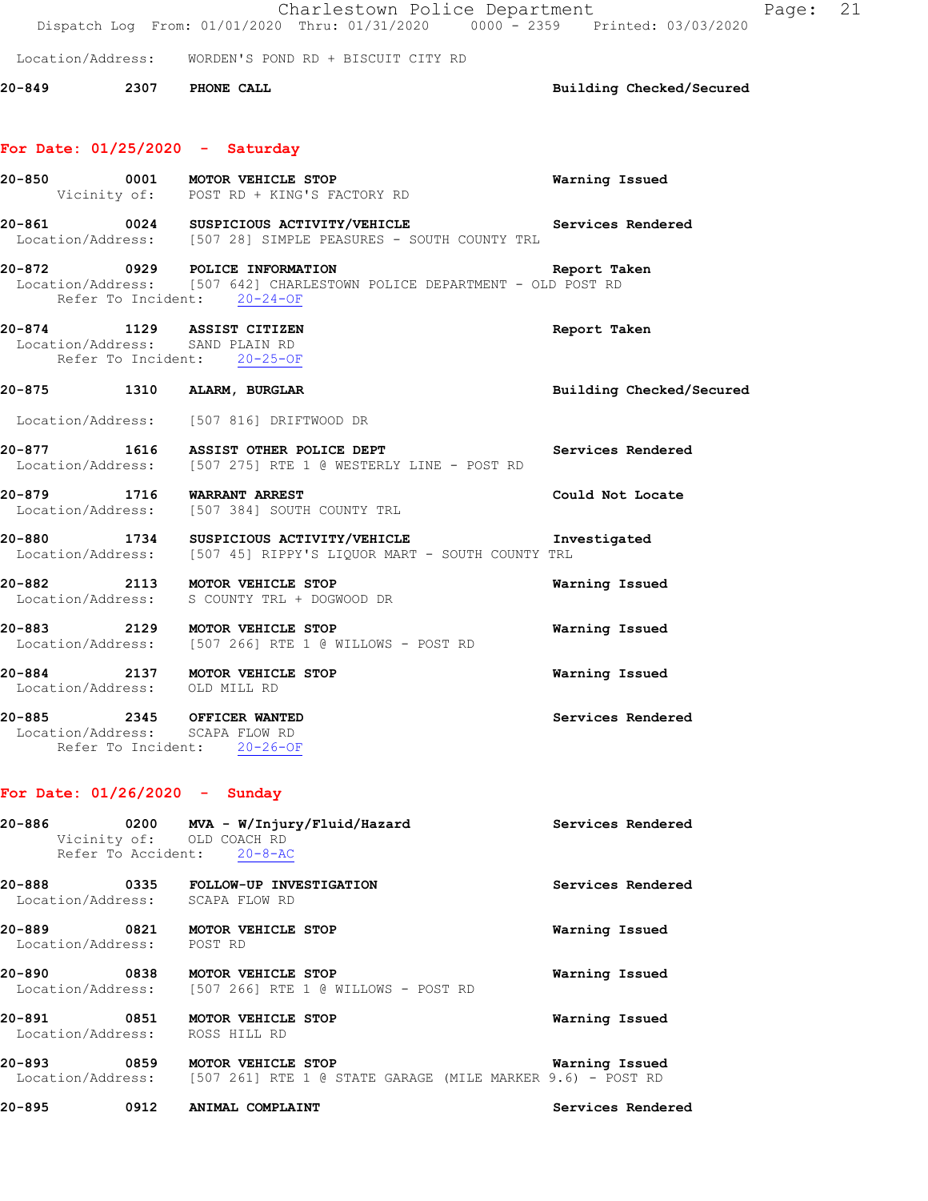Location/Address: WORDEN'S POND RD + BISCUIT CITY RD

**20-849** 2307 **PHONE CALL** **Building Checked/Secured**

## For Date: 01/25/2020 - Saturday

**20-850** 0001 **MOTOR VEHICLE STOP** **Warning Issued**
Vicinity of: POST RD + KING'S FACTORY RD

**20-861** 0024 **SUSPICIOUS ACTIVITY/VEHICLE** **Services Rendered**
Location/Address: [507 28] SIMPLE PEASURES - SOUTH COUNTY TRL

**20-872** 0929 **POLICE INFORMATION** **Report Taken**
Location/Address: [507 642] CHARLESTOWN POLICE DEPARTMENT - OLD POST RD
Refer To Incident: 20-24-OF

**20-874** 1129 **ASSIST CITIZEN** **Report Taken**
Location/Address: SAND PLAIN RD
Refer To Incident: 20-25-OF

**20-875** 1310 **ALARM, BURGLAR** **Building Checked/Secured**
Location/Address: [507 816] DRIFTWOOD DR

**20-877** 1616 **ASSIST OTHER POLICE DEPT** **Services Rendered**
Location/Address: [507 275] RTE 1 @ WESTERLY LINE - POST RD

**20-879** 1716 **WARRANT ARREST** **Could Not Locate**
Location/Address: [507 384] SOUTH COUNTY TRL

**20-880** 1734 **SUSPICIOUS ACTIVITY/VEHICLE** **Investigated**
Location/Address: [507 45] RIPPY'S LIQUOR MART - SOUTH COUNTY TRL

**20-882** 2113 **MOTOR VEHICLE STOP** **Warning Issued**
Location/Address: S COUNTY TRL + DOGWOOD DR

**20-883** 2129 **MOTOR VEHICLE STOP** **Warning Issued**
Location/Address: [507 266] RTE 1 @ WILLOWS - POST RD

**20-884** 2137 **MOTOR VEHICLE STOP** **Warning Issued**
Location/Address: OLD MILL RD

**20-885** 2345 **OFFICER WANTED** **Services Rendered**
Location/Address: SCAPA FLOW RD
Refer To Incident: 20-26-OF

## For Date: 01/26/2020 - Sunday

**20-886** 0200 **MVA - W/Injury/Fluid/Hazard** **Services Rendered**
Vicinity of: OLD COACH RD
Refer To Accident: 20-8-AC

**20-888** 0335 **FOLLOW-UP INVESTIGATION** **Services Rendered**
Location/Address: SCAPA FLOW RD

**20-889** 0821 **MOTOR VEHICLE STOP** **Warning Issued**
Location/Address: POST RD

**20-890** 0838 **MOTOR VEHICLE STOP** **Warning Issued**
Location/Address: [507 266] RTE 1 @ WILLOWS - POST RD

**20-891** 0851 **MOTOR VEHICLE STOP** **Warning Issued**
Location/Address: ROSS HILL RD

**20-893** 0859 **MOTOR VEHICLE STOP** **Warning Issued**
Location/Address: [507 261] RTE 1 @ STATE GARAGE (MILE MARKER 9.6) - POST RD

**20-895** 0912 **ANIMAL COMPLAINT** **Services Rendered**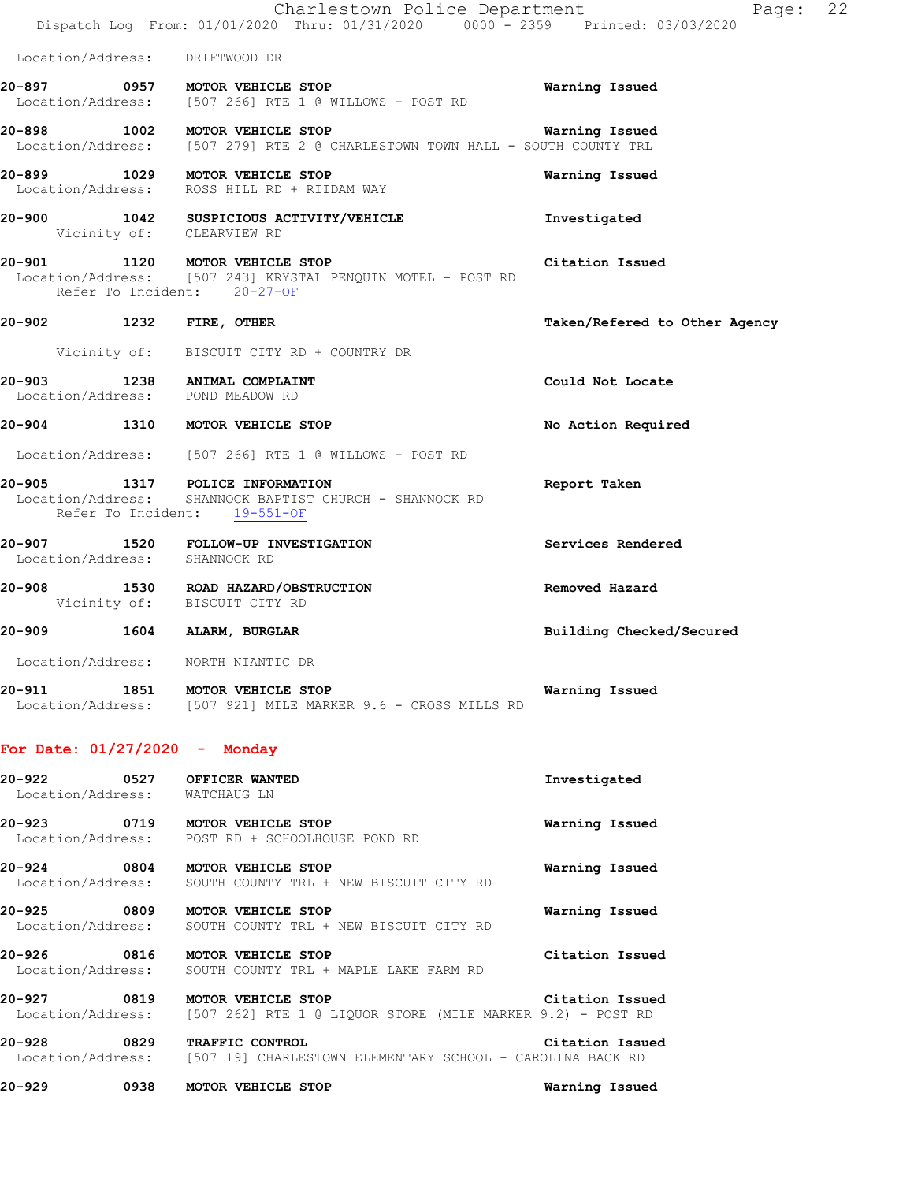Location/Address: DRIFTWOOD DR

**20-897 0957 MOTOR VEHICLE STOP** — Warning Issued
Location/Address: [507 266] RTE 1 @ WILLOWS - POST RD

**20-898 1002 MOTOR VEHICLE STOP** — Warning Issued
Location/Address: [507 279] RTE 2 @ CHARLESTOWN TOWN HALL - SOUTH COUNTY TRL

**20-899 1029 MOTOR VEHICLE STOP** — Warning Issued
Location/Address: ROSS HILL RD + RIIDAM WAY

**20-900 1042 SUSPICIOUS ACTIVITY/VEHICLE** — Investigated
Vicinity of: CLEARVIEW RD

**20-901 1120 MOTOR VEHICLE STOP** — Citation Issued
Location/Address: [507 243] KRYSTAL PENQUIN MOTEL - POST RD
Refer To Incident: 20-27-OF

**20-902 1232 FIRE, OTHER** — Taken/Refered to Other Agency
Vicinity of: BISCUIT CITY RD + COUNTRY DR

**20-903 1238 ANIMAL COMPLAINT** — Could Not Locate
Location/Address: POND MEADOW RD

**20-904 1310 MOTOR VEHICLE STOP** — No Action Required
Location/Address: [507 266] RTE 1 @ WILLOWS - POST RD

**20-905 1317 POLICE INFORMATION** — Report Taken
Location/Address: SHANNOCK BAPTIST CHURCH - SHANNOCK RD
Refer To Incident: 19-551-OF

**20-907 1520 FOLLOW-UP INVESTIGATION** — Services Rendered
Location/Address: SHANNOCK RD

**20-908 1530 ROAD HAZARD/OBSTRUCTION** — Removed Hazard
Vicinity of: BISCUIT CITY RD

**20-909 1604 ALARM, BURGLAR** — Building Checked/Secured
Location/Address: NORTH NIANTIC DR

**20-911 1851 MOTOR VEHICLE STOP** — Warning Issued
Location/Address: [507 921] MILE MARKER 9.6 - CROSS MILLS RD

## For Date: 01/27/2020 - Monday

**20-922 0527 OFFICER WANTED** — Investigated
Location/Address: WATCHAUG LN

**20-923 0719 MOTOR VEHICLE STOP** — Warning Issued
Location/Address: POST RD + SCHOOLHOUSE POND RD

**20-924 0804 MOTOR VEHICLE STOP** — Warning Issued
Location/Address: SOUTH COUNTY TRL + NEW BISCUIT CITY RD

**20-925 0809 MOTOR VEHICLE STOP** — Warning Issued
Location/Address: SOUTH COUNTY TRL + NEW BISCUIT CITY RD

**20-926 0816 MOTOR VEHICLE STOP** — Citation Issued
Location/Address: SOUTH COUNTY TRL + MAPLE LAKE FARM RD

**20-927 0819 MOTOR VEHICLE STOP** — Citation Issued
Location/Address: [507 262] RTE 1 @ LIQUOR STORE (MILE MARKER 9.2) - POST RD

**20-928 0829 TRAFFIC CONTROL** — Citation Issued
Location/Address: [507 19] CHARLESTOWN ELEMENTARY SCHOOL - CAROLINA BACK RD

**20-929 0938 MOTOR VEHICLE STOP** — Warning Issued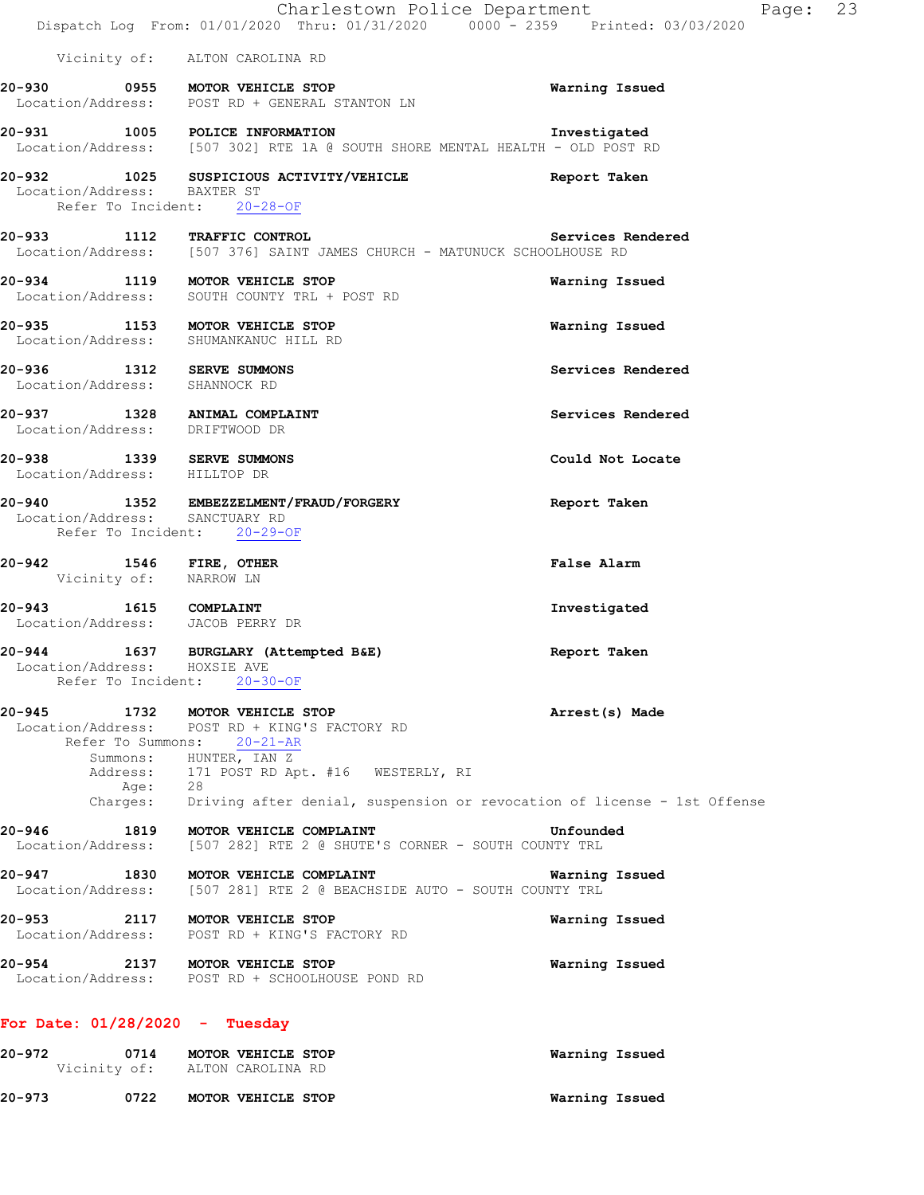Vicinity of: ALTON CAROLINA RD

**20-930** **0955** **MOTOR VEHICLE STOP** **Warning Issued**
Location/Address: POST RD + GENERAL STANTON LN

**20-931** **1005** **POLICE INFORMATION** **Investigated**
Location/Address: [507 302] RTE 1A @ SOUTH SHORE MENTAL HEALTH - OLD POST RD

**20-932** **1025** **SUSPICIOUS ACTIVITY/VEHICLE** **Report Taken**
Location/Address: BAXTER ST
Refer To Incident: 20-28-OF

**20-933** **1112** **TRAFFIC CONTROL** **Services Rendered**
Location/Address: [507 376] SAINT JAMES CHURCH - MATUNUCK SCHOOLHOUSE RD

**20-934** **1119** **MOTOR VEHICLE STOP** **Warning Issued**
Location/Address: SOUTH COUNTY TRL + POST RD

**20-935** **1153** **MOTOR VEHICLE STOP** **Warning Issued**
Location/Address: SHUMANKANUC HILL RD

**20-936** **1312** **SERVE SUMMONS** **Services Rendered**
Location/Address: SHANNOCK RD

**20-937** **1328** **ANIMAL COMPLAINT** **Services Rendered**
Location/Address: DRIFTWOOD DR

**20-938** **1339** **SERVE SUMMONS** **Could Not Locate**
Location/Address: HILLTOP DR

**20-940** **1352** **EMBEZZELMENT/FRAUD/FORGERY** **Report Taken**
Location/Address: SANCTUARY RD
Refer To Incident: 20-29-OF

**20-942** **1546** **FIRE, OTHER** **False Alarm**
Vicinity of: NARROW LN

**20-943** **1615** **COMPLAINT** **Investigated**
Location/Address: JACOB PERRY DR

**20-944** **1637** **BURGLARY (Attempted B&E)** **Report Taken**
Location/Address: HOXSIE AVE
Refer To Incident: 20-30-OF

**20-945** **1732** **MOTOR VEHICLE STOP** **Arrest(s) Made**
Location/Address: POST RD + KING'S FACTORY RD
Refer To Summons: 20-21-AR
Summons: HUNTER, IAN Z
Address: 171 POST RD Apt. #16 WESTERLY, RI
Age: 28
Charges: Driving after denial, suspension or revocation of license - 1st Offense

**20-946** **1819** **MOTOR VEHICLE COMPLAINT** **Unfounded**
Location/Address: [507 282] RTE 2 @ SHUTE'S CORNER - SOUTH COUNTY TRL

**20-947** **1830** **MOTOR VEHICLE COMPLAINT** **Warning Issued**
Location/Address: [507 281] RTE 2 @ BEACHSIDE AUTO - SOUTH COUNTY TRL

**20-953** **2117** **MOTOR VEHICLE STOP** **Warning Issued**
Location/Address: POST RD + KING'S FACTORY RD

**20-954** **2137** **MOTOR VEHICLE STOP** **Warning Issued**
Location/Address: POST RD + SCHOOLHOUSE POND RD

## For Date: 01/28/2020 - Tuesday

**20-972** **0714** **MOTOR VEHICLE STOP** **Warning Issued**
Vicinity of: ALTON CAROLINA RD

**20-973** **0722** **MOTOR VEHICLE STOP** **Warning Issued**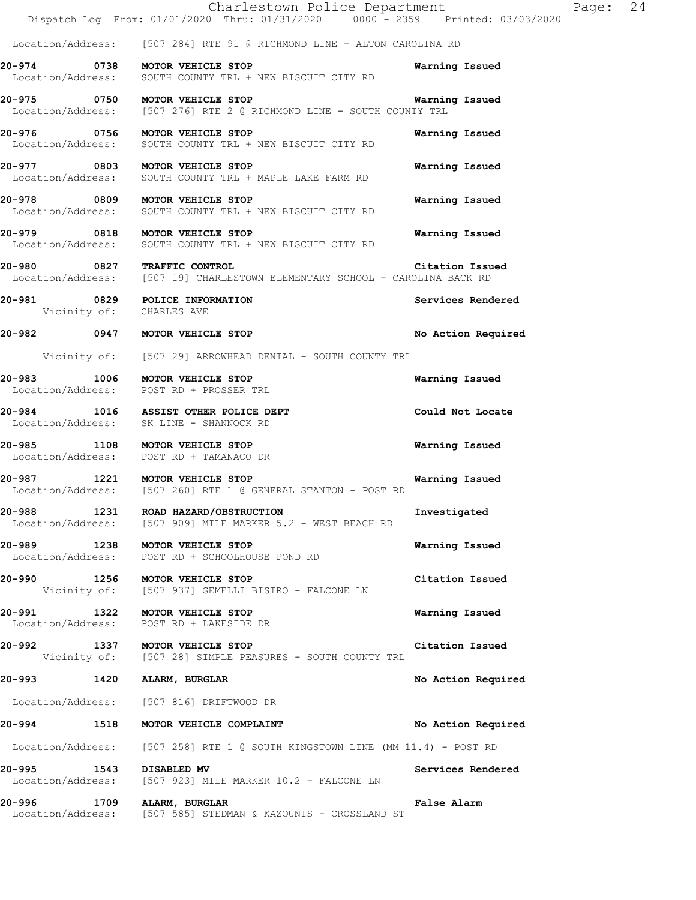Location/Address: [507 284] RTE 91 @ RICHMOND LINE - ALTON CAROLINA RD

**20-974 0738 MOTOR VEHICLE STOP** — **Warning Issued**
Location/Address: SOUTH COUNTY TRL + NEW BISCUIT CITY RD

**20-975 0750 MOTOR VEHICLE STOP** — **Warning Issued**
Location/Address: [507 276] RTE 2 @ RICHMOND LINE - SOUTH COUNTY TRL

**20-976 0756 MOTOR VEHICLE STOP** — **Warning Issued**
Location/Address: SOUTH COUNTY TRL + NEW BISCUIT CITY RD

**20-977 0803 MOTOR VEHICLE STOP** — **Warning Issued**
Location/Address: SOUTH COUNTY TRL + MAPLE LAKE FARM RD

**20-978 0809 MOTOR VEHICLE STOP** — **Warning Issued**
Location/Address: SOUTH COUNTY TRL + NEW BISCUIT CITY RD

**20-979 0818 MOTOR VEHICLE STOP** — **Warning Issued**
Location/Address: SOUTH COUNTY TRL + NEW BISCUIT CITY RD

**20-980 0827 TRAFFIC CONTROL** — **Citation Issued**
Location/Address: [507 19] CHARLESTOWN ELEMENTARY SCHOOL - CAROLINA BACK RD

**20-981 0829 POLICE INFORMATION** — **Services Rendered**
Vicinity of: CHARLES AVE

**20-982 0947 MOTOR VEHICLE STOP** — **No Action Required**
Vicinity of: [507 29] ARROWHEAD DENTAL - SOUTH COUNTY TRL

**20-983 1006 MOTOR VEHICLE STOP** — **Warning Issued**
Location/Address: POST RD + PROSSER TRL

**20-984 1016 ASSIST OTHER POLICE DEPT** — **Could Not Locate**
Location/Address: SK LINE - SHANNOCK RD

**20-985 1108 MOTOR VEHICLE STOP** — **Warning Issued**
Location/Address: POST RD + TAMANACO DR

**20-987 1221 MOTOR VEHICLE STOP** — **Warning Issued**
Location/Address: [507 260] RTE 1 @ GENERAL STANTON - POST RD

**20-988 1231 ROAD HAZARD/OBSTRUCTION** — **Investigated**
Location/Address: [507 909] MILE MARKER 5.2 - WEST BEACH RD

**20-989 1238 MOTOR VEHICLE STOP** — **Warning Issued**
Location/Address: POST RD + SCHOOLHOUSE POND RD

**20-990 1256 MOTOR VEHICLE STOP** — **Citation Issued**
Vicinity of: [507 937] GEMELLI BISTRO - FALCONE LN

**20-991 1322 MOTOR VEHICLE STOP** — **Warning Issued**
Location/Address: POST RD + LAKESIDE DR

**20-992 1337 MOTOR VEHICLE STOP** — **Citation Issued**
Vicinity of: [507 28] SIMPLE PEASURES - SOUTH COUNTY TRL

**20-993 1420 ALARM, BURGLAR** — **No Action Required**
Location/Address: [507 816] DRIFTWOOD DR

**20-994 1518 MOTOR VEHICLE COMPLAINT** — **No Action Required**
Location/Address: [507 258] RTE 1 @ SOUTH KINGSTOWN LINE (MM 11.4) - POST RD

**20-995 1543 DISABLED MV** — **Services Rendered**
Location/Address: [507 923] MILE MARKER 10.2 - FALCONE LN

**20-996 1709 ALARM, BURGLAR** — **False Alarm**
Location/Address: [507 585] STEDMAN & KAZOUNIS - CROSSLAND ST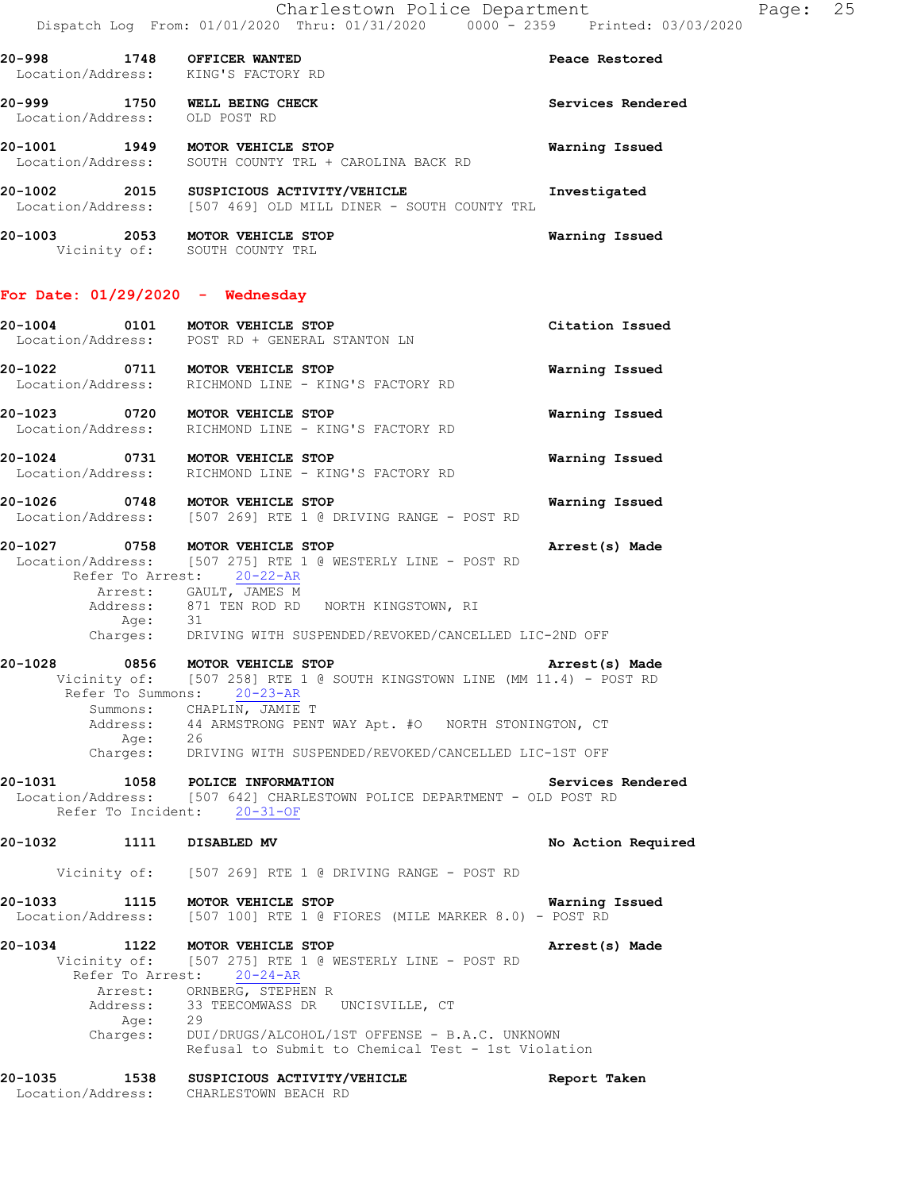**20-998 1748 OFFICER WANTED** — **Peace Restored**
Location/Address: KING'S FACTORY RD

**20-999 1750 WELL BEING CHECK** — **Services Rendered**
Location/Address: OLD POST RD

**20-1001 1949 MOTOR VEHICLE STOP** — **Warning Issued**
Location/Address: SOUTH COUNTY TRL + CAROLINA BACK RD

**20-1002 2015 SUSPICIOUS ACTIVITY/VEHICLE** — **Investigated**
Location/Address: [507 469] OLD MILL DINER - SOUTH COUNTY TRL

**20-1003 2053 MOTOR VEHICLE STOP** — **Warning Issued**
Vicinity of: SOUTH COUNTY TRL

## For Date: 01/29/2020 - Wednesday

**20-1004 0101 MOTOR VEHICLE STOP** — **Citation Issued**
Location/Address: POST RD + GENERAL STANTON LN

**20-1022 0711 MOTOR VEHICLE STOP** — **Warning Issued**
Location/Address: RICHMOND LINE - KING'S FACTORY RD

**20-1023 0720 MOTOR VEHICLE STOP** — **Warning Issued**
Location/Address: RICHMOND LINE - KING'S FACTORY RD

**20-1024 0731 MOTOR VEHICLE STOP** — **Warning Issued**
Location/Address: RICHMOND LINE - KING'S FACTORY RD

**20-1026 0748 MOTOR VEHICLE STOP** — **Warning Issued**
Location/Address: [507 269] RTE 1 @ DRIVING RANGE - POST RD

**20-1027 0758 MOTOR VEHICLE STOP** — **Arrest(s) Made**
Location/Address: [507 275] RTE 1 @ WESTERLY LINE - POST RD
Refer To Arrest: 20-22-AR
Arrest: GAULT, JAMES M
Address: 871 TEN ROD RD NORTH KINGSTOWN, RI
Age: 31
Charges: DRIVING WITH SUSPENDED/REVOKED/CANCELLED LIC-2ND OFF

**20-1028 0856 MOTOR VEHICLE STOP** — **Arrest(s) Made**
Vicinity of: [507 258] RTE 1 @ SOUTH KINGSTOWN LINE (MM 11.4) - POST RD
Refer To Summons: 20-23-AR
Summons: CHAPLIN, JAMIE T
Address: 44 ARMSTRONG PENT WAY Apt. #O NORTH STONINGTON, CT
Age: 26
Charges: DRIVING WITH SUSPENDED/REVOKED/CANCELLED LIC-1ST OFF

**20-1031 1058 POLICE INFORMATION** — **Services Rendered**
Location/Address: [507 642] CHARLESTOWN POLICE DEPARTMENT - OLD POST RD
Refer To Incident: 20-31-OF

**20-1032 1111 DISABLED MV** — **No Action Required**
Vicinity of: [507 269] RTE 1 @ DRIVING RANGE - POST RD

**20-1033 1115 MOTOR VEHICLE STOP** — **Warning Issued**
Location/Address: [507 100] RTE 1 @ FIORES (MILE MARKER 8.0) - POST RD

**20-1034 1122 MOTOR VEHICLE STOP** — **Arrest(s) Made**
Vicinity of: [507 275] RTE 1 @ WESTERLY LINE - POST RD
Refer To Arrest: 20-24-AR
Arrest: ORNBERG, STEPHEN R
Address: 33 TEECOMWASS DR UNCISVILLE, CT
Age: 29
Charges: DUI/DRUGS/ALCOHOL/1ST OFFENSE - B.A.C. UNKNOWN
Refusal to Submit to Chemical Test - 1st Violation

**20-1035 1538 SUSPICIOUS ACTIVITY/VEHICLE** — **Report Taken**
Location/Address: CHARLESTOWN BEACH RD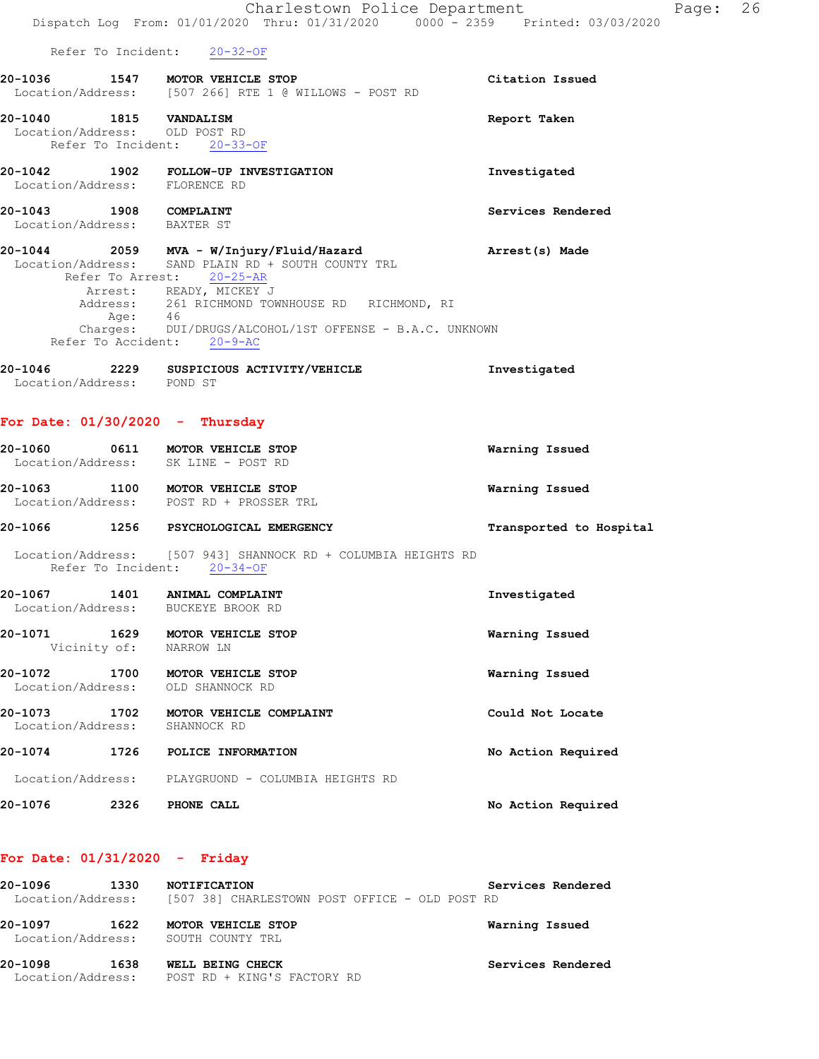Refer To Incident: 20-32-OF

**20-1036** 1547 **MOTOR VEHICLE STOP** **Citation Issued**
Location/Address: [507 266] RTE 1 @ WILLOWS - POST RD

**20-1040** 1815 **VANDALISM** **Report Taken**
Location/Address: OLD POST RD
Refer To Incident: 20-33-OF

**20-1042** 1902 **FOLLOW-UP INVESTIGATION** **Investigated**
Location/Address: FLORENCE RD

**20-1043** 1908 **COMPLAINT** **Services Rendered**
Location/Address: BAXTER ST

**20-1044** 2059 **MVA - W/Injury/Fluid/Hazard** **Arrest(s) Made**
Location/Address: SAND PLAIN RD + SOUTH COUNTY TRL
Refer To Arrest: 20-25-AR
Arrest: READY, MICKEY J
Address: 261 RICHMOND TOWNHOUSE RD RICHMOND, RI
Age: 46
Charges: DUI/DRUGS/ALCOHOL/1ST OFFENSE - B.A.C. UNKNOWN
Refer To Accident: 20-9-AC

**20-1046** 2229 **SUSPICIOUS ACTIVITY/VEHICLE** **Investigated**
Location/Address: POND ST

## For Date: 01/30/2020 - Thursday

**20-1060** 0611 **MOTOR VEHICLE STOP** **Warning Issued**
Location/Address: SK LINE - POST RD

**20-1063** 1100 **MOTOR VEHICLE STOP** **Warning Issued**
Location/Address: POST RD + PROSSER TRL

**20-1066** 1256 **PSYCHOLOGICAL EMERGENCY** **Transported to Hospital**
Location/Address: [507 943] SHANNOCK RD + COLUMBIA HEIGHTS RD
Refer To Incident: 20-34-OF

**20-1067** 1401 **ANIMAL COMPLAINT** **Investigated**
Location/Address: BUCKEYE BROOK RD

**20-1071** 1629 **MOTOR VEHICLE STOP** **Warning Issued**
Vicinity of: NARROW LN

**20-1072** 1700 **MOTOR VEHICLE STOP** **Warning Issued**
Location/Address: OLD SHANNOCK RD

**20-1073** 1702 **MOTOR VEHICLE COMPLAINT** **Could Not Locate**
Location/Address: SHANNOCK RD

**20-1074** 1726 **POLICE INFORMATION** **No Action Required**
Location/Address: PLAYGRUOND - COLUMBIA HEIGHTS RD

**20-1076** 2326 **PHONE CALL** **No Action Required**

## For Date: 01/31/2020 - Friday

**20-1096** 1330 **NOTIFICATION** **Services Rendered**
Location/Address: [507 38] CHARLESTOWN POST OFFICE - OLD POST RD

**20-1097** 1622 **MOTOR VEHICLE STOP** **Warning Issued**
Location/Address: SOUTH COUNTY TRL

**20-1098** 1638 **WELL BEING CHECK** **Services Rendered**
Location/Address: POST RD + KING'S FACTORY RD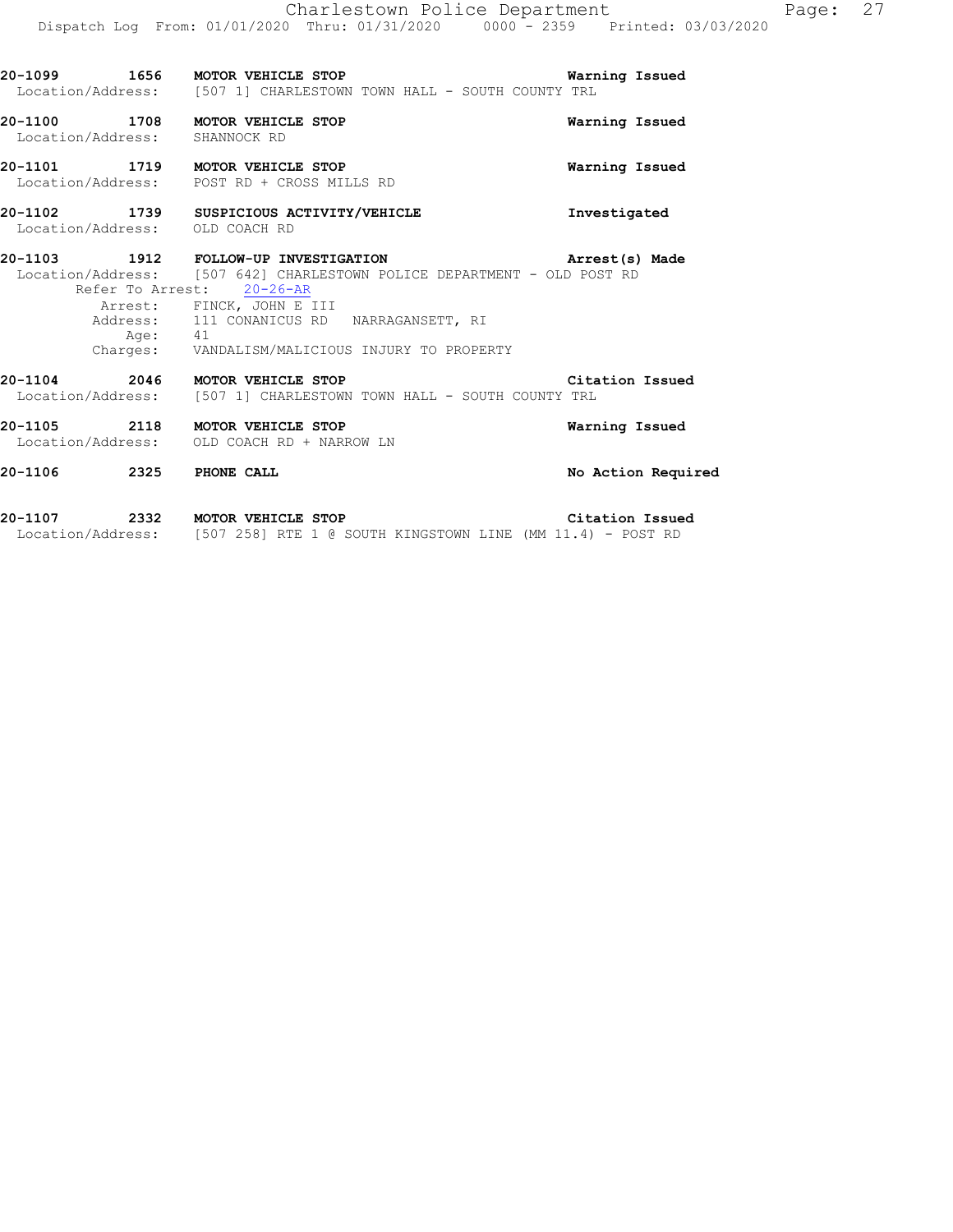**20-1099 1656 MOTOR VEHICLE STOP** **Warning Issued**
Location/Address: [507 1] CHARLESTOWN TOWN HALL - SOUTH COUNTY TRL

**20-1100 1708 MOTOR VEHICLE STOP** **Warning Issued**
Location/Address: SHANNOCK RD

**20-1101 1719 MOTOR VEHICLE STOP** **Warning Issued**
Location/Address: POST RD + CROSS MILLS RD

**20-1102 1739 SUSPICIOUS ACTIVITY/VEHICLE** **Investigated**
Location/Address: OLD COACH RD

**20-1103 1912 FOLLOW-UP INVESTIGATION** **Arrest(s) Made**
Location/Address: [507 642] CHARLESTOWN POLICE DEPARTMENT - OLD POST RD
Refer To Arrest: 20-26-AR
Arrest: FINCK, JOHN E III
Address: 111 CONANICUS RD NARRAGANSETT, RI
Age: 41
Charges: VANDALISM/MALICIOUS INJURY TO PROPERTY

**20-1104 2046 MOTOR VEHICLE STOP** **Citation Issued**
Location/Address: [507 1] CHARLESTOWN TOWN HALL - SOUTH COUNTY TRL

**20-1105 2118 MOTOR VEHICLE STOP** **Warning Issued**
Location/Address: OLD COACH RD + NARROW LN

**20-1106 2325 PHONE CALL** **No Action Required**

**20-1107 2332 MOTOR VEHICLE STOP** **Citation Issued**
Location/Address: [507 258] RTE 1 @ SOUTH KINGSTOWN LINE (MM 11.4) - POST RD